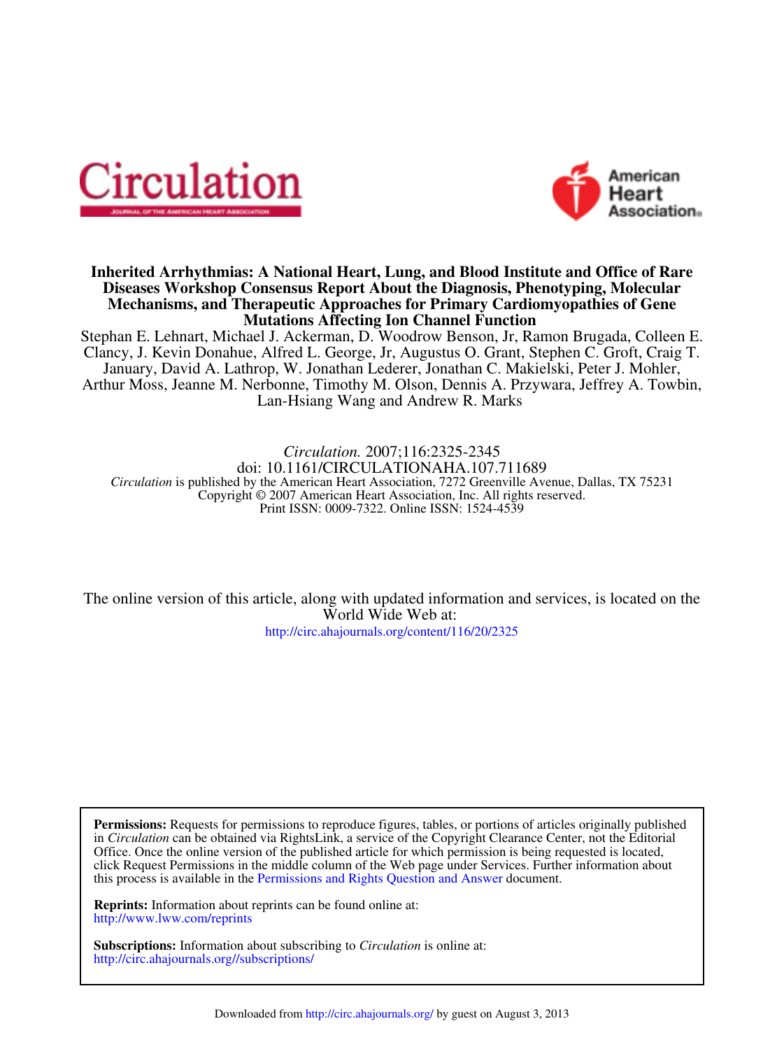# Inherited Arrhythmias: A National Heart, Lung, and Blood Institute and Office of Rare Diseases Workshop Consensus Report About the Diagnosis, Phenotyping, Molecular Mechanisms, and Therapeutic Approaches for Primary Cardiomyopathies of Gene Mutations Affecting Ion Channel Function

Stephan E. Lehnart, Michael J. Ackerman, D. Woodrow Benson, Jr, Ramon Brugada, Colleen E. Clancy, J. Kevin Donahue, Alfred L. George, Jr, Augustus O. Grant, Stephen C. Groft, Craig T. January, David A. Lathrop, W. Jonathan Lederer, Jonathan C. Makielski, Peter J. Mohler, Arthur Moss, Jeanne M. Nerbonne, Timothy M. Olson, Dennis A. Przywara, Jeffrey A. Towbin, Lan-Hsiang Wang and Andrew R. Marks

*Circulation.* 2007;116:2325-2345
doi: 10.1161/CIRCULATIONAHA.107.711689
*Circulation* is published by the American Heart Association, 7272 Greenville Avenue, Dallas, TX 75231
Copyright © 2007 American Heart Association, Inc. All rights reserved.
Print ISSN: 0009-7322. Online ISSN: 1524-4539

The online version of this article, along with updated information and services, is located on the World Wide Web at:
http://circ.ahajournals.org/content/116/20/2325

**Permissions:** Requests for permissions to reproduce figures, tables, or portions of articles originally published in *Circulation* can be obtained via RightsLink, a service of the Copyright Clearance Center, not the Editorial Office. Once the online version of the published article for which permission is being requested is located, click Request Permissions in the middle column of the Web page under Services. Further information about this process is available in the Permissions and Rights Question and Answer document.

**Reprints:** Information about reprints can be found online at:
http://www.lww.com/reprints

**Subscriptions:** Information about subscribing to *Circulation* is online at:
http://circ.ahajournals.org//subscriptions/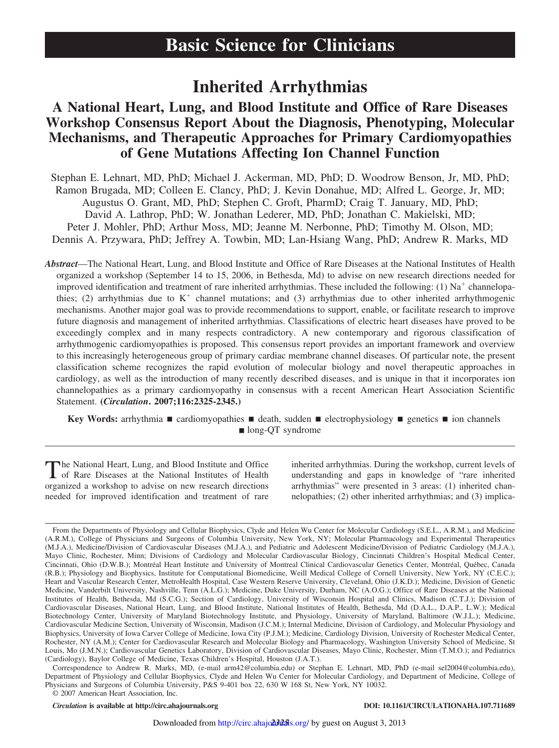# Basic Science for Clinicians

# Inherited Arrhythmias

## A National Heart, Lung, and Blood Institute and Office of Rare Diseases Workshop Consensus Report About the Diagnosis, Phenotyping, Molecular Mechanisms, and Therapeutic Approaches for Primary Cardiomyopathies of Gene Mutations Affecting Ion Channel Function

Stephan E. Lehnart, MD, PhD; Michael J. Ackerman, MD, PhD; D. Woodrow Benson, Jr, MD, PhD; Ramon Brugada, MD; Colleen E. Clancy, PhD; J. Kevin Donahue, MD; Alfred L. George, Jr, MD; Augustus O. Grant, MD, PhD; Stephen C. Groft, PharmD; Craig T. January, MD, PhD; David A. Lathrop, PhD; W. Jonathan Lederer, MD, PhD; Jonathan C. Makielski, MD; Peter J. Mohler, PhD; Arthur Moss, MD; Jeanne M. Nerbonne, PhD; Timothy M. Olson, MD; Dennis A. Przywara, PhD; Jeffrey A. Towbin, MD; Lan-Hsiang Wang, PhD; Andrew R. Marks, MD

***Abstract***—The National Heart, Lung, and Blood Institute and Office of Rare Diseases at the National Institutes of Health organized a workshop (September 14 to 15, 2006, in Bethesda, Md) to advise on new research directions needed for improved identification and treatment of rare inherited arrhythmias. These included the following: (1) $Na^+$ channelopathies; (2) arrhythmias due to $K^+$ channel mutations; and (3) arrhythmias due to other inherited arrhythmogenic mechanisms. Another major goal was to provide recommendations to support, enable, or facilitate research to improve future diagnosis and management of inherited arrhythmias. Classifications of electric heart diseases have proved to be exceedingly complex and in many respects contradictory. A new contemporary and rigorous classification of arrhythmogenic cardiomyopathies is proposed. This consensus report provides an important framework and overview to this increasingly heterogeneous group of primary cardiac membrane channel diseases. Of particular note, the present classification scheme recognizes the rapid evolution of molecular biology and novel therapeutic approaches in cardiology, as well as the introduction of many recently described diseases, and is unique in that it incorporates ion channelopathies as a primary cardiomyopathy in consensus with a recent American Heart Association Scientific Statement. **(*Circulation*. 2007;116:2325-2345.)**

**Key Words:** arrhythmia ■ cardiomyopathies ■ death, sudden ■ electrophysiology ■ genetics ■ ion channels ■ long-QT syndrome

The National Heart, Lung, and Blood Institute and Office of Rare Diseases at the National Institutes of Health organized a workshop to advise on new research directions needed for improved identification and treatment of rare inherited arrhythmias. During the workshop, current levels of understanding and gaps in knowledge of "rare inherited arrhythmias" were presented in 3 areas: (1) inherited channelopathies; (2) other inherited arrhythmias; and (3) implica-

From the Departments of Physiology and Cellular Biophysics, Clyde and Helen Wu Center for Molecular Cardiology (S.E.L., A.R.M.), and Medicine (A.R.M.), College of Physicians and Surgeons of Columbia University, New York, NY; Molecular Pharmacology and Experimental Therapeutics (M.J.A.), Medicine/Division of Cardiovascular Diseases (M.J.A.), and Pediatric and Adolescent Medicine/Division of Pediatric Cardiology (M.J.A.), Mayo Clinic, Rochester, Minn; Divisions of Cardiology and Molecular Cardiovascular Biology, Cincinnati Children's Hospital Medical Center, Cincinnati, Ohio (D.W.B.); Montréal Heart Institute and University of Montreal Clinical Cardiovascular Genetics Center, Montréal, Québec, Canada (R.B.); Physiology and Biophysics, Institute for Computational Biomedicine, Weill Medical College of Cornell University, New York, NY (C.E.C.); Heart and Vascular Research Center, MetroHealth Hospital, Case Western Reserve University, Cleveland, Ohio (J.K.D.); Medicine, Division of Genetic Medicine, Vanderbilt University, Nashville, Tenn (A.L.G.); Medicine, Duke University, Durham, NC (A.O.G.); Office of Rare Diseases at the National Institutes of Health, Bethesda, Md (S.C.G.); Section of Cardiology, University of Wisconsin Hospital and Clinics, Madison (C.T.J.); Division of Cardiovascular Diseases, National Heart, Lung, and Blood Institute, National Institutes of Health, Bethesda, Md (D.A.L., D.A.P., L.W.); Medical Biotechnology Center, University of Maryland Biotechnology Institute, and Physiology, University of Maryland, Baltimore (W.J.L.); Medicine, Cardiovascular Medicine Section, University of Wisconsin, Madison (J.C.M.); Internal Medicine, Division of Cardiology, and Molecular Physiology and Biophysics, University of Iowa Carver College of Medicine, Iowa City (P.J.M.); Medicine, Cardiology Division, University of Rochester Medical Center, Rochester, NY (A.M.); Center for Cardiovascular Research and Molecular Biology and Pharmacology, Washington University School of Medicine, St Louis, Mo (J.M.N.); Cardiovascular Genetics Laboratory, Division of Cardiovascular Diseases, Mayo Clinic, Rochester, Minn (T.M.O.); and Pediatrics (Cardiology), Baylor College of Medicine, Texas Children's Hospital, Houston (J.A.T.).

Correspondence to Andrew R. Marks, MD, (e-mail arm42@columbia.edu) or Stephan E. Lehnart, MD, PhD (e-mail sel2004@columbia.edu), Department of Physiology and Cellular Biophysics, Clyde and Helen Wu Center for Molecular Cardiology, and Department of Medicine, College of Physicians and Surgeons of Columbia University, P&S 9-401 box 22, 630 W 168 St, New York, NY 10032.

© 2007 American Heart Association, Inc.

*Circulation* is available at http://circ.ahajournals.org DOI: 10.1161/CIRCULATIONAHA.107.711689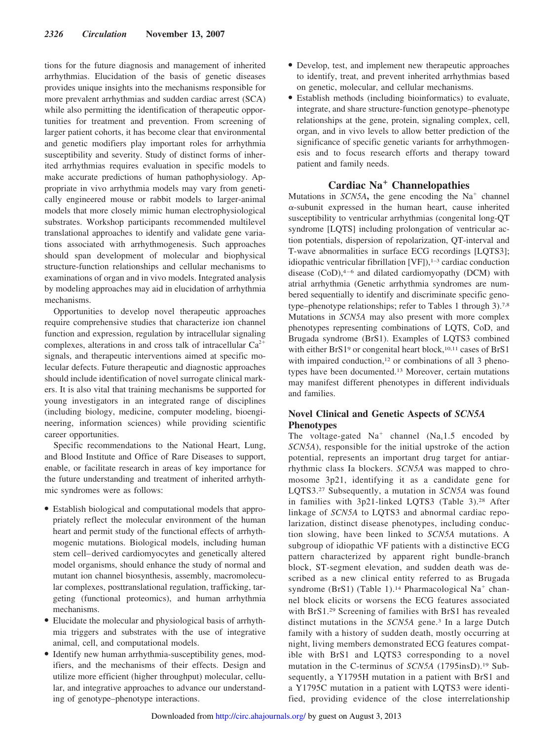tions for the future diagnosis and management of inherited arrhythmias. Elucidation of the basis of genetic diseases provides unique insights into the mechanisms responsible for more prevalent arrhythmias and sudden cardiac arrest (SCA) while also permitting the identification of therapeutic opportunities for treatment and prevention. From screening of larger patient cohorts, it has become clear that environmental and genetic modifiers play important roles for arrhythmia susceptibility and severity. Study of distinct forms of inherited arrhythmias requires evaluation in specific models to make accurate predictions of human pathophysiology. Appropriate in vivo arrhythmia models may vary from genetically engineered mouse or rabbit models to larger-animal models that more closely mimic human electrophysiological substrates. Workshop participants recommended multilevel translational approaches to identify and validate gene variations associated with arrhythmogenesis. Such approaches should span development of molecular and biophysical structure-function relationships and cellular mechanisms to examinations of organ and in vivo models. Integrated analysis by modeling approaches may aid in elucidation of arrhythmia mechanisms.

Opportunities to develop novel therapeutic approaches require comprehensive studies that characterize ion channel function and expression, regulation by intracellular signaling complexes, alterations in and cross talk of intracellular $Ca^{2+}$ signals, and therapeutic interventions aimed at specific molecular defects. Future therapeutic and diagnostic approaches should include identification of novel surrogate clinical markers. It is also vital that training mechanisms be supported for young investigators in an integrated range of disciplines (including biology, medicine, computer modeling, bioengineering, information sciences) while providing scientific career opportunities.

Specific recommendations to the National Heart, Lung, and Blood Institute and Office of Rare Diseases to support, enable, or facilitate research in areas of key importance for the future understanding and treatment of inherited arrhythmic syndromes were as follows:

- Establish biological and computational models that appropriately reflect the molecular environment of the human heart and permit study of the functional effects of arrhythmogenic mutations. Biological models, including human stem cell–derived cardiomyocytes and genetically altered model organisms, should enhance the study of normal and mutant ion channel biosynthesis, assembly, macromolecular complexes, posttranslational regulation, trafficking, targeting (functional proteomics), and human arrhythmia mechanisms.
- Elucidate the molecular and physiological basis of arrhythmia triggers and substrates with the use of integrative animal, cell, and computational models.
- Identify new human arrhythmia-susceptibility genes, modifiers, and the mechanisms of their effects. Design and utilize more efficient (higher throughput) molecular, cellular, and integrative approaches to advance our understanding of genotype–phenotype interactions.
- Develop, test, and implement new therapeutic approaches to identify, treat, and prevent inherited arrhythmias based on genetic, molecular, and cellular mechanisms.
- Establish methods (including bioinformatics) to evaluate, integrate, and share structure-function genotype–phenotype relationships at the gene, protein, signaling complex, cell, organ, and in vivo levels to allow better prediction of the significance of specific genetic variants for arrhythmogenesis and to focus research efforts and therapy toward patient and family needs.

## Cardiac $Na^+$ Channelopathies

Mutations in *SCN5A*, the gene encoding the $Na^+$ channel $\alpha$-subunit expressed in the human heart, cause inherited susceptibility to ventricular arrhythmias (congenital long-QT syndrome [LQTS] including prolongation of ventricular action potentials, dispersion of repolarization, QT-interval and T-wave abnormalities in surface ECG recordings [LQTS3]; idiopathic ventricular fibrillation [VF]),[1–3] cardiac conduction disease (CoD),[4–6] and dilated cardiomyopathy (DCM) with atrial arrhythmia (Genetic arrhythmia syndromes are numbered sequentially to identify and discriminate specific genotype–phenotype relationships; refer to Tables 1 through 3).[7,8] Mutations in *SCN5A* may also present with more complex phenotypes representing combinations of LQTS, CoD, and Brugada syndrome (BrS1). Examples of LQTS3 combined with either BrS1[9] or congenital heart block,[10,11] cases of BrS1 with impaired conduction,[12] or combinations of all 3 phenotypes have been documented.[13] Moreover, certain mutations may manifest different phenotypes in different individuals and families.

### Novel Clinical and Genetic Aspects of *SCN5A* Phenotypes

The voltage-gated $Na^+$ channel ($Na_v1.5$ encoded by *SCN5A*), responsible for the initial upstroke of the action potential, represents an important drug target for antiarrhythmic class Ia blockers. *SCN5A* was mapped to chromosome 3p21, identifying it as a candidate gene for LQTS3.[27] Subsequently, a mutation in *SCN5A* was found in families with 3p21-linked LQTS3 (Table 3).[28] After linkage of *SCN5A* to LQTS3 and abnormal cardiac repolarization, distinct disease phenotypes, including conduction slowing, have been linked to *SCN5A* mutations. A subgroup of idiopathic VF patients with a distinctive ECG pattern characterized by apparent right bundle-branch block, ST-segment elevation, and sudden death was described as a new clinical entity referred to as Brugada syndrome (BrS1) (Table 1).[14] Pharmacological $Na^+$ channel block elicits or worsens the ECG features associated with BrS1.[29] Screening of families with BrS1 has revealed distinct mutations in the *SCN5A* gene.[3] In a large Dutch family with a history of sudden death, mostly occurring at night, living members demonstrated ECG features compatible with BrS1 and LQTS3 corresponding to a novel mutation in the C-terminus of *SCN5A* (1795insD).[19] Subsequently, a Y1795H mutation in a patient with BrS1 and a Y1795C mutation in a patient with LQTS3 were identified, providing evidence of the close interrelationship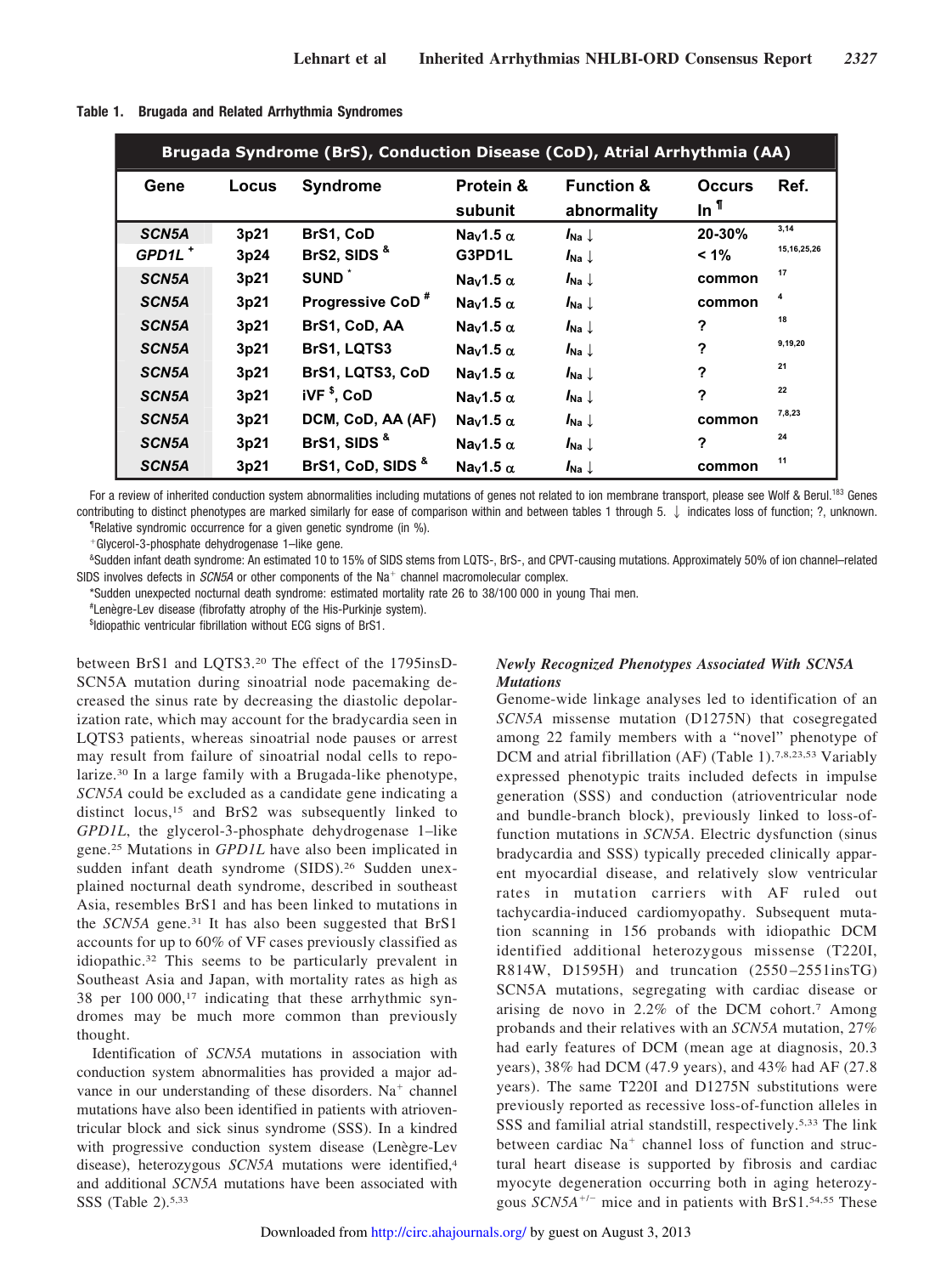**Table 1. Brugada and Related Arrhythmia Syndromes**

| Brugada Syndrome (BrS), Conduction Disease (CoD), Atrial Arrhythmia (AA) | | | | | | |
|---|---|---|---|---|---|---|
| Gene | Locus | Syndrome | Protein & subunit | Function & abnormality | Occurs In ¶ | Ref. |
| *SCN5A* | 3p21 | BrS1, CoD | $Na_V1.5\ \alpha$ | $I_{Na}\downarrow$ | 20-30% | 3,14 |
| *GPD1L* + | 3p24 | BrS2, SIDS & | G3PD1L | $I_{Na}\downarrow$ | < 1% | 15,16,25,26 |
| *SCN5A* | 3p21 | SUND * | $Na_V1.5\ \alpha$ | $I_{Na}\downarrow$ | common | 17 |
| *SCN5A* | 3p21 | Progressive CoD # | $Na_V1.5\ \alpha$ | $I_{Na}\downarrow$ | common | 4 |
| *SCN5A* | 3p21 | BrS1, CoD, AA | $Na_V1.5\ \alpha$ | $I_{Na}\downarrow$ | ? | 18 |
| *SCN5A* | 3p21 | BrS1, LQTS3 | $Na_V1.5\ \alpha$ | $I_{Na}\downarrow$ | ? | 9,19,20 |
| *SCN5A* | 3p21 | BrS1, LQTS3, CoD | $Na_V1.5\ \alpha$ | $I_{Na}\downarrow$ | ? | 21 |
| *SCN5A* | 3p21 | iVF $, CoD | $Na_V1.5\ \alpha$ | $I_{Na}\downarrow$ | ? | 22 |
| *SCN5A* | 3p21 | DCM, CoD, AA (AF) | $Na_V1.5\ \alpha$ | $I_{Na}\downarrow$ | common | 7,8,23 |
| *SCN5A* | 3p21 | BrS1, SIDS & | $Na_V1.5\ \alpha$ | $I_{Na}\downarrow$ | ? | 24 |
| *SCN5A* | 3p21 | BrS1, CoD, SIDS & | $Na_V1.5\ \alpha$ | $I_{Na}\downarrow$ | common | 11 |

For a review of inherited conduction system abnormalities including mutations of genes not related to ion membrane transport, please see Wolf & Berul.[183] Genes contributing to distinct phenotypes are marked similarly for ease of comparison within and between tables 1 through 5. ↓ indicates loss of function; ?, unknown.

¶Relative syndromic occurrence for a given genetic syndrome (in %).

+Glycerol-3-phosphate dehydrogenase 1–like gene.

&Sudden infant death syndrome: An estimated 10 to 15% of SIDS stems from LQTS-, BrS-, and CPVT-causing mutations. Approximately 50% of ion channel–related SIDS involves defects in *SCN5A* or other components of the $Na^+$ channel macromolecular complex.

*Sudden unexpected nocturnal death syndrome: estimated mortality rate 26 to 38/100 000 in young Thai men.

#Lenègre-Lev disease (fibrofatty atrophy of the His-Purkinje system).

$Idiopathic ventricular fibrillation without ECG signs of BrS1.

between BrS1 and LQTS3.[20] The effect of the 1795insD-SCN5A mutation during sinoatrial node pacemaking decreased the sinus rate by decreasing the diastolic depolarization rate, which may account for the bradycardia seen in LQTS3 patients, whereas sinoatrial node pauses or arrest may result from failure of sinoatrial nodal cells to repolarize.[30] In a large family with a Brugada-like phenotype, *SCN5A* could be excluded as a candidate gene indicating a distinct locus,[15] and BrS2 was subsequently linked to *GPD1L*, the glycerol-3-phosphate dehydrogenase 1–like gene.[25] Mutations in *GPD1L* have also been implicated in sudden infant death syndrome (SIDS).[26] Sudden unexplained nocturnal death syndrome, described in southeast Asia, resembles BrS1 and has been linked to mutations in the *SCN5A* gene.[31] It has also been suggested that BrS1 accounts for up to 60% of VF cases previously classified as idiopathic.[32] This seems to be particularly prevalent in Southeast Asia and Japan, with mortality rates as high as 38 per 100 000,[17] indicating that these arrhythmic syndromes may be much more common than previously thought.

Identification of *SCN5A* mutations in association with conduction system abnormalities has provided a major advance in our understanding of these disorders. $Na^+$ channel mutations have also been identified in patients with atrioventricular block and sick sinus syndrome (SSS). In a kindred with progressive conduction system disease (Lenègre-Lev disease), heterozygous *SCN5A* mutations were identified,[4] and additional *SCN5A* mutations have been associated with SSS (Table 2).[5,33]

### *Newly Recognized Phenotypes Associated With SCN5A Mutations*

Genome-wide linkage analyses led to identification of an *SCN5A* missense mutation (D1275N) that cosegregated among 22 family members with a "novel" phenotype of DCM and atrial fibrillation (AF) (Table 1).[7,8,23,53] Variably expressed phenotypic traits included defects in impulse generation (SSS) and conduction (atrioventricular node and bundle-branch block), previously linked to loss-of-function mutations in *SCN5A*. Electric dysfunction (sinus bradycardia and SSS) typically preceded clinically apparent myocardial disease, and relatively slow ventricular rates in mutation carriers with AF ruled out tachycardia-induced cardiomyopathy. Subsequent mutation scanning in 156 probands with idiopathic DCM identified additional heterozygous missense (T220I, R814W, D1595H) and truncation (2550–2551insTG) SCN5A mutations, segregating with cardiac disease or arising de novo in 2.2% of the DCM cohort.[7] Among probands and their relatives with an *SCN5A* mutation, 27% had early features of DCM (mean age at diagnosis, 20.3 years), 38% had DCM (47.9 years), and 43% had AF (27.8 years). The same T220I and D1275N substitutions were previously reported as recessive loss-of-function alleles in SSS and familial atrial standstill, respectively.[5,33] The link between cardiac $Na^+$ channel loss of function and structural heart disease is supported by fibrosis and cardiac myocyte degeneration occurring both in aging heterozygous $SCN5A^{+/-}$ mice and in patients with BrS1.[54,55] These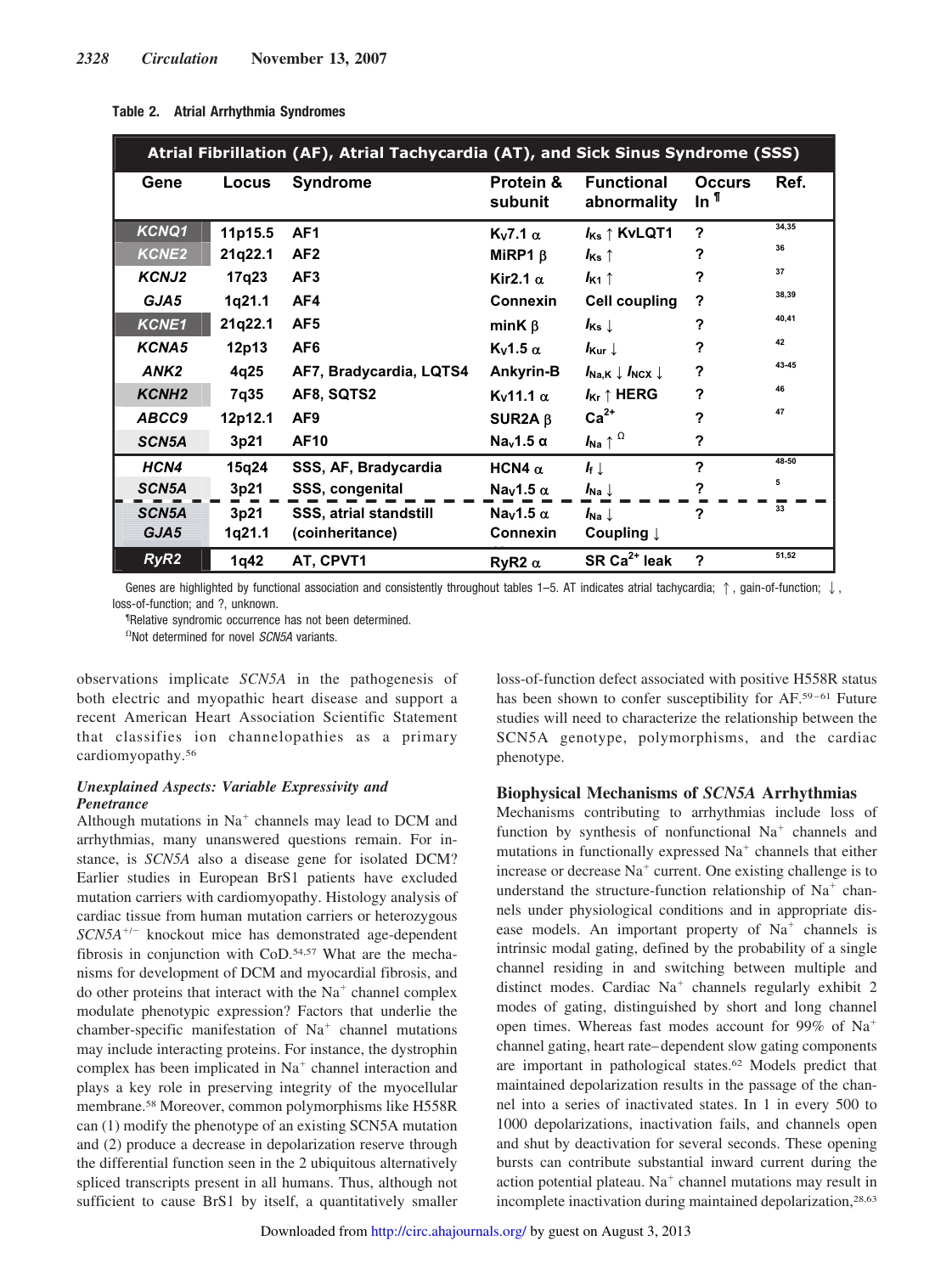**Table 2. Atrial Arrhythmia Syndromes**

| Atrial Fibrillation (AF), Atrial Tachycardia (AT), and Sick Sinus Syndrome (SSS) | | | | | | |
|---|---|---|---|---|---|---|
| Gene | Locus | Syndrome | Protein & subunit | Functional abnormality | Occurs In ¶ | Ref. |
| *KCNQ1* | 11p15.5 | AF1 | $K_V7.1$ α | $I_{Ks}$ ↑ KvLQT1 | ? | 34,35 |
| *KCNE2* | 21q22.1 | AF2 | MiRP1 β | $I_{Ks}$ ↑ | ? | 36 |
| *KCNJ2* | 17q23 | AF3 | Kir2.1 α | $I_{K1}$ ↑ | ? | 37 |
| *GJA5* | 1q21.1 | AF4 | Connexin | Cell coupling | ? | 38,39 |
| *KCNE1* | 21q22.1 | AF5 | minK β | $I_{Ks}$ ↓ | ? | 40,41 |
| *KCNA5* | 12p13 | AF6 | $K_V1.5$ α | $I_{Kur}$ ↓ | ? | 42 |
| *ANK2* | 4q25 | AF7, Bradycardia, LQTS4 | Ankyrin-B | $I_{Na,K}$ ↓ $I_{NCX}$ ↓ | ? | 43-45 |
| *KCNH2* | 7q35 | AF8, SQTS2 | $K_V11.1$ α | $I_{Kr}$ ↑ HERG | ? | 46 |
| *ABCC9* | 12p12.1 | AF9 | SUR2A β | $Ca^{2+}$ | ? | 47 |
| *SCN5A* | 3p21 | AF10 | $Na_V1.5$ α | $I_{Na}$ ↑ Ω | ? | |
| *HCN4* | 15q24 | SSS, AF, Bradycardia | HCN4 α | $I_f$ ↓ | ? | 48-50 |
| *SCN5A* | 3p21 | SSS, congenital | $Na_V1.5$ α | $I_{Na}$ ↓ | ? | 5 |
| *SCN5A* / *GJA5* | 3p21 / 1q21.1 | SSS, atrial standstill (coinheritance) | $Na_V1.5$ α / Connexin | $I_{Na}$ ↓ / Coupling ↓ | ? | 33 |
| *RyR2* | 1q42 | AT, CPVT1 | RyR2 α | SR $Ca^{2+}$ leak | ? | 51,52 |

Genes are highlighted by functional association and consistently throughout tables 1–5. AT indicates atrial tachycardia; ↑, gain-of-function; ↓, loss-of-function; and ?, unknown.

¶Relative syndromic occurrence has not been determined.

ΩNot determined for novel *SCN5A* variants.

observations implicate *SCN5A* in the pathogenesis of both electric and myopathic heart disease and support a recent American Heart Association Scientific Statement that classifies ion channelopathies as a primary cardiomyopathy.[56]

### *Unexplained Aspects: Variable Expressivity and Penetrance*

Although mutations in $Na^+$ channels may lead to DCM and arrhythmias, many unanswered questions remain. For instance, is *SCN5A* also a disease gene for isolated DCM? Earlier studies in European BrS1 patients have excluded mutation carriers with cardiomyopathy. Histology analysis of cardiac tissue from human mutation carriers or heterozygous *SCN5A*$^{+/-}$ knockout mice has demonstrated age-dependent fibrosis in conjunction with CoD.[54,57] What are the mechanisms for development of DCM and myocardial fibrosis, and do other proteins that interact with the $Na^+$ channel complex modulate phenotypic expression? Factors that underlie the chamber-specific manifestation of $Na^+$ channel mutations may include interacting proteins. For instance, the dystrophin complex has been implicated in $Na^+$ channel interaction and plays a key role in preserving integrity of the myocellular membrane.[58] Moreover, common polymorphisms like H558R can (1) modify the phenotype of an existing SCN5A mutation and (2) produce a decrease in depolarization reserve through the differential function seen in the 2 ubiquitous alternatively spliced transcripts present in all humans. Thus, although not sufficient to cause BrS1 by itself, a quantitatively smaller loss-of-function defect associated with positive H558R status has been shown to confer susceptibility for AF.[59–61] Future studies will need to characterize the relationship between the SCN5A genotype, polymorphisms, and the cardiac phenotype.

## Biophysical Mechanisms of *SCN5A* Arrhythmias

Mechanisms contributing to arrhythmias include loss of function by synthesis of nonfunctional $Na^+$ channels and mutations in functionally expressed $Na^+$ channels that either increase or decrease $Na^+$ current. One existing challenge is to understand the structure-function relationship of $Na^+$ channels under physiological conditions and in appropriate disease models. An important property of $Na^+$ channels is intrinsic modal gating, defined by the probability of a single channel residing in and switching between multiple and distinct modes. Cardiac $Na^+$ channels regularly exhibit 2 modes of gating, distinguished by short and long channel open times. Whereas fast modes account for 99% of $Na^+$ channel gating, heart rate–dependent slow gating components are important in pathological states.[62] Models predict that maintained depolarization results in the passage of the channel into a series of inactivated states. In 1 in every 500 to 1000 depolarizations, inactivation fails, and channels open and shut by deactivation for several seconds. These opening bursts can contribute substantial inward current during the action potential plateau. $Na^+$ channel mutations may result in incomplete inactivation during maintained depolarization,[28,63]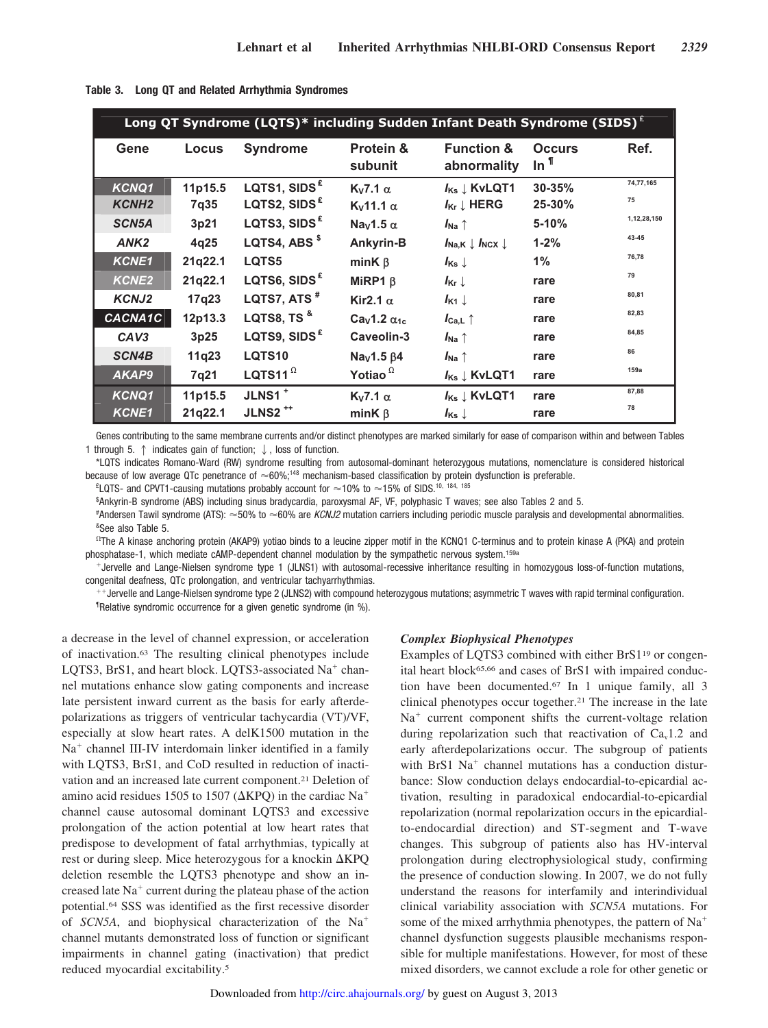Table 3. Long QT and Related Arrhythmia Syndromes

| Long QT Syndrome (LQTS)* including Sudden Infant Death Syndrome (SIDS)£ | | | | | | |
|---|---|---|---|---|---|---|
| Gene | Locus | Syndrome | Protein & subunit | Function & abnormality | Occurs In¶ | Ref. |
| *KCNQ1* | 11p15.5 | LQTS1, SIDS£ | $K_V7.1\ \alpha$ | $I_{Ks}\downarrow$ KvLQT1 | 30-35% | 74,77,165 |
| *KCNH2* | 7q35 | LQTS2, SIDS£ | $K_V11.1\ \alpha$ | $I_{Kr}\downarrow$ HERG | 25-30% | 75 |
| *SCN5A* | 3p21 | LQTS3, SIDS£ | $Na_V1.5\ \alpha$ | $I_{Na}\uparrow$ | 5-10% | 1,12,28,150 |
| *ANK2* | 4q25 | LQTS4, ABS$ | Ankyrin-B | $I_{Na,K}\downarrow$ $I_{NCX}\downarrow$ | 1-2% | 43-45 |
| *KCNE1* | 21q22.1 | LQTS5 | minK $\beta$ | $I_{Ks}\downarrow$ | 1% | 76,78 |
| *KCNE2* | 21q22.1 | LQTS6, SIDS£ | MiRP1 $\beta$ | $I_{Kr}\downarrow$ | rare | 79 |
| *KCNJ2* | 17q23 | LQTS7, ATS# | Kir2.1 $\alpha$ | $I_{K1}\downarrow$ | rare | 80,81 |
| *CACNA1C* | 12p13.3 | LQTS8, TS& | $Ca_V1.2\ \alpha_{1c}$ | $I_{Ca,L}\uparrow$ | rare | 82,83 |
| *CAV3* | 3p25 | LQTS9, SIDS£ | Caveolin-3 | $I_{Na}\uparrow$ | rare | 84,85 |
| *SCN4B* | 11q23 | LQTS10 | $Na_V1.5\ \beta4$ | $I_{Na}\uparrow$ | rare | 86 |
| *AKAP9* | 7q21 | LQTS11Ω | YotiaoΩ | $I_{Ks}\downarrow$ KvLQT1 | rare | 159a |
| *KCNQ1* | 11p15.5 | JLNS1+ | $K_V7.1\ \alpha$ | $I_{Ks}\downarrow$ KvLQT1 | rare | 87,88 |
| *KCNE1* | 21q22.1 | JLNS2++ | minK $\beta$ | $I_{Ks}\downarrow$ | rare | 78 |

Genes contributing to the same membrane currents and/or distinct phenotypes are marked similarly for ease of comparison within and between Tables 1 through 5. ↑ indicates gain of function; ↓, loss of function.

*LQTS indicates Romano-Ward (RW) syndrome resulting from autosomal-dominant heterozygous mutations, nomenclature is considered historical because of low average QTc penetrance of ≈60%;[148] mechanism-based classification by protein dysfunction is preferable.

£LQTS- and CPVT1-causing mutations probably account for ≈10% to ≈15% of SIDS.[10, 184, 185]

$Ankyrin-B syndrome (ABS) including sinus bradycardia, paroxysmal AF, VF, polyphasic T waves; see also Tables 2 and 5.

#Andersen Tawil syndrome (ATS): ≈50% to ≈60% are *KCNJ2* mutation carriers including periodic muscle paralysis and developmental abnormalities.

&See also Table 5.

ΩThe A kinase anchoring protein (AKAP9) yotiao binds to a leucine zipper motif in the KCNQ1 C-terminus and to protein kinase A (PKA) and protein phosphatase-1, which mediate cAMP-dependent channel modulation by the sympathetic nervous system.[159a]

+Jervelle and Lange-Nielsen syndrome type 1 (JLNS1) with autosomal-recessive inheritance resulting in homozygous loss-of-function mutations, congenital deafness, QTc prolongation, and ventricular tachyarrhythmias.

++Jervelle and Lange-Nielsen syndrome type 2 (JLNS2) with compound heterozygous mutations; asymmetric T waves with rapid terminal configuration.

¶Relative syndromic occurrence for a given genetic syndrome (in %).

a decrease in the level of channel expression, or acceleration of inactivation.[63] The resulting clinical phenotypes include LQTS3, BrS1, and heart block. LQTS3-associated $Na^+$ channel mutations enhance slow gating components and increase late persistent inward current as the basis for early afterdepolarizations as triggers of ventricular tachycardia (VT)/VF, especially at slow heart rates. A delK1500 mutation in the $Na^+$ channel III-IV interdomain linker identified in a family with LQTS3, BrS1, and CoD resulted in reduction of inactivation and an increased late current component.[21] Deletion of amino acid residues 1505 to 1507 (ΔKPQ) in the cardiac $Na^+$ channel cause autosomal dominant LQTS3 and excessive prolongation of the action potential at low heart rates that predispose to development of fatal arrhythmias, typically at rest or during sleep. Mice heterozygous for a knockin ΔKPQ deletion resemble the LQTS3 phenotype and show an increased late $Na^+$ current during the plateau phase of the action potential.[64] SSS was identified as the first recessive disorder of *SCN5A*, and biophysical characterization of the $Na^+$ channel mutants demonstrated loss of function or significant impairments in channel gating (inactivation) that predict reduced myocardial excitability.[5]

### *Complex Biophysical Phenotypes*

Examples of LQTS3 combined with either BrS1[19] or congenital heart block[65,66] and cases of BrS1 with impaired conduction have been documented.[67] In 1 unique family, all 3 clinical phenotypes occur together.[21] The increase in the late $Na^+$ current component shifts the current-voltage relation during repolarization such that reactivation of $Ca_v1.2$ and early afterdepolarizations occur. The subgroup of patients with BrS1 $Na^+$ channel mutations has a conduction disturbance: Slow conduction delays endocardial-to-epicardial activation, resulting in paradoxical endocardial-to-epicardial repolarization (normal repolarization occurs in the epicardial-to-endocardial direction) and ST-segment and T-wave changes. This subgroup of patients also has HV-interval prolongation during electrophysiological study, confirming the presence of conduction slowing. In 2007, we do not fully understand the reasons for interfamily and interindividual clinical variability association with *SCN5A* mutations. For some of the mixed arrhythmia phenotypes, the pattern of $Na^+$ channel dysfunction suggests plausible mechanisms responsible for multiple manifestations. However, for most of these mixed disorders, we cannot exclude a role for other genetic or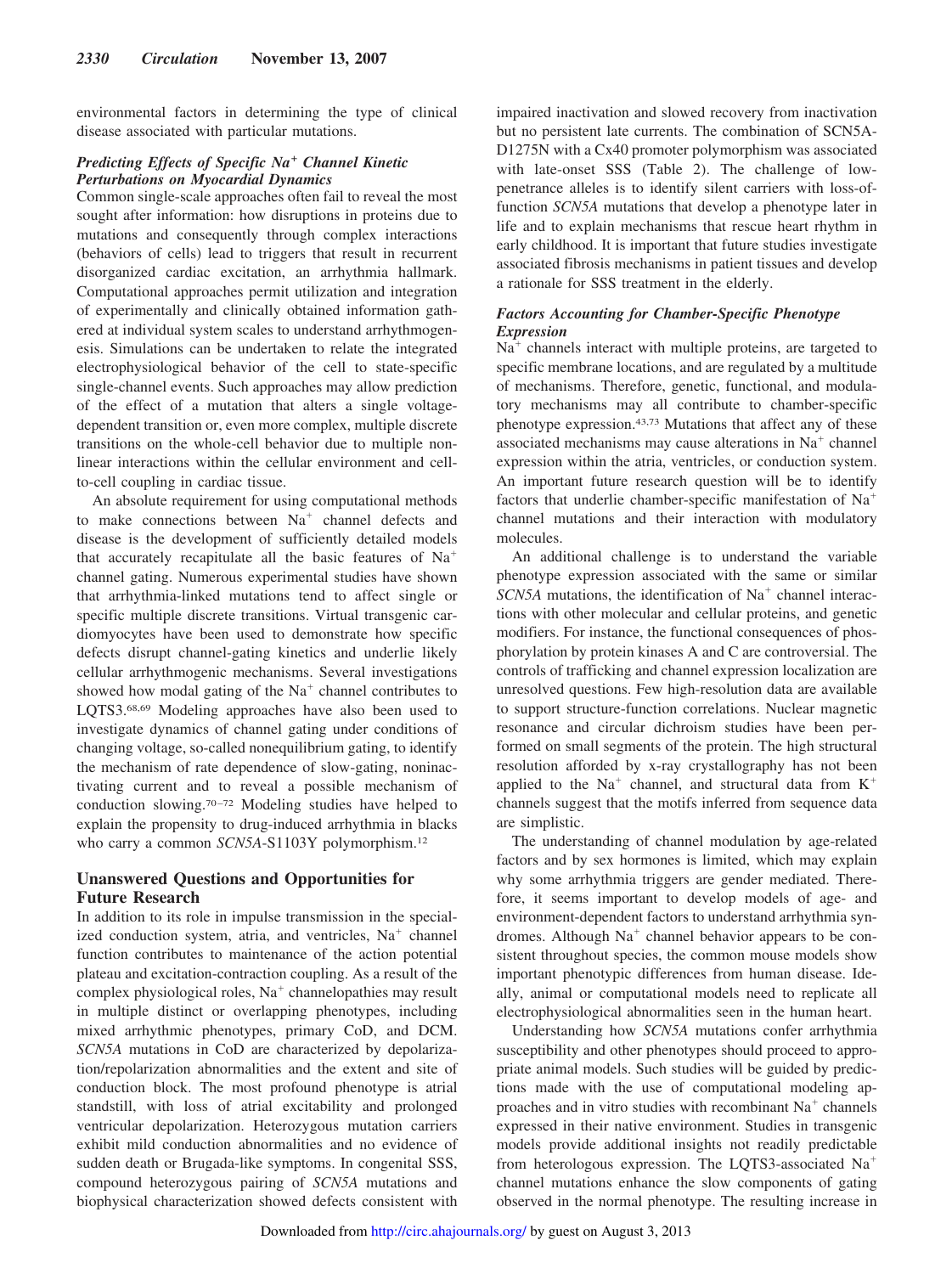environmental factors in determining the type of clinical disease associated with particular mutations.

### *Predicting Effects of Specific $Na^+$ Channel Kinetic Perturbations on Myocardial Dynamics*

Common single-scale approaches often fail to reveal the most sought after information: how disruptions in proteins due to mutations and consequently through complex interactions (behaviors of cells) lead to triggers that result in recurrent disorganized cardiac excitation, an arrhythmia hallmark. Computational approaches permit utilization and integration of experimentally and clinically obtained information gathered at individual system scales to understand arrhythmogenesis. Simulations can be undertaken to relate the integrated electrophysiological behavior of the cell to state-specific single-channel events. Such approaches may allow prediction of the effect of a mutation that alters a single voltage-dependent transition or, even more complex, multiple discrete transitions on the whole-cell behavior due to multiple nonlinear interactions within the cellular environment and cell-to-cell coupling in cardiac tissue.

An absolute requirement for using computational methods to make connections between $Na^+$ channel defects and disease is the development of sufficiently detailed models that accurately recapitulate all the basic features of $Na^+$ channel gating. Numerous experimental studies have shown that arrhythmia-linked mutations tend to affect single or specific multiple discrete transitions. Virtual transgenic cardiomyocytes have been used to demonstrate how specific defects disrupt channel-gating kinetics and underlie likely cellular arrhythmogenic mechanisms. Several investigations showed how modal gating of the $Na^+$ channel contributes to LQTS3.[68,69] Modeling approaches have also been used to investigate dynamics of channel gating under conditions of changing voltage, so-called nonequilibrium gating, to identify the mechanism of rate dependence of slow-gating, noninactivating current and to reveal a possible mechanism of conduction slowing.[70–72] Modeling studies have helped to explain the propensity to drug-induced arrhythmia in blacks who carry a common *SCN5A*-S1103Y polymorphism.[12]

## Unanswered Questions and Opportunities for Future Research

In addition to its role in impulse transmission in the specialized conduction system, atria, and ventricles, $Na^+$ channel function contributes to maintenance of the action potential plateau and excitation-contraction coupling. As a result of the complex physiological roles, $Na^+$ channelopathies may result in multiple distinct or overlapping phenotypes, including mixed arrhythmic phenotypes, primary CoD, and DCM. *SCN5A* mutations in CoD are characterized by depolarization/repolarization abnormalities and the extent and site of conduction block. The most profound phenotype is atrial standstill, with loss of atrial excitability and prolonged ventricular depolarization. Heterozygous mutation carriers exhibit mild conduction abnormalities and no evidence of sudden death or Brugada-like symptoms. In congenital SSS, compound heterozygous pairing of *SCN5A* mutations and biophysical characterization showed defects consistent with impaired inactivation and slowed recovery from inactivation but no persistent late currents. The combination of SCN5A-D1275N with a Cx40 promoter polymorphism was associated with late-onset SSS (Table 2). The challenge of low-penetrance alleles is to identify silent carriers with loss-of-function *SCN5A* mutations that develop a phenotype later in life and to explain mechanisms that rescue heart rhythm in early childhood. It is important that future studies investigate associated fibrosis mechanisms in patient tissues and develop a rationale for SSS treatment in the elderly.

### *Factors Accounting for Chamber-Specific Phenotype Expression*

$Na^+$ channels interact with multiple proteins, are targeted to specific membrane locations, and are regulated by a multitude of mechanisms. Therefore, genetic, functional, and modulatory mechanisms may all contribute to chamber-specific phenotype expression.[43,73] Mutations that affect any of these associated mechanisms may cause alterations in $Na^+$ channel expression within the atria, ventricles, or conduction system. An important future research question will be to identify factors that underlie chamber-specific manifestation of $Na^+$ channel mutations and their interaction with modulatory molecules.

An additional challenge is to understand the variable phenotype expression associated with the same or similar *SCN5A* mutations, the identification of $Na^+$ channel interactions with other molecular and cellular proteins, and genetic modifiers. For instance, the functional consequences of phosphorylation by protein kinases A and C are controversial. The controls of trafficking and channel expression localization are unresolved questions. Few high-resolution data are available to support structure-function correlations. Nuclear magnetic resonance and circular dichroism studies have been performed on small segments of the protein. The high structural resolution afforded by x-ray crystallography has not been applied to the $Na^+$ channel, and structural data from $K^+$ channels suggest that the motifs inferred from sequence data are simplistic.

The understanding of channel modulation by age-related factors and by sex hormones is limited, which may explain why some arrhythmia triggers are gender mediated. Therefore, it seems important to develop models of age- and environment-dependent factors to understand arrhythmia syndromes. Although $Na^+$ channel behavior appears to be consistent throughout species, the common mouse models show important phenotypic differences from human disease. Ideally, animal or computational models need to replicate all electrophysiological abnormalities seen in the human heart.

Understanding how *SCN5A* mutations confer arrhythmia susceptibility and other phenotypes should proceed to appropriate animal models. Such studies will be guided by predictions made with the use of computational modeling approaches and in vitro studies with recombinant $Na^+$ channels expressed in their native environment. Studies in transgenic models provide additional insights not readily predictable from heterologous expression. The LQTS3-associated $Na^+$ channel mutations enhance the slow components of gating observed in the normal phenotype. The resulting increase in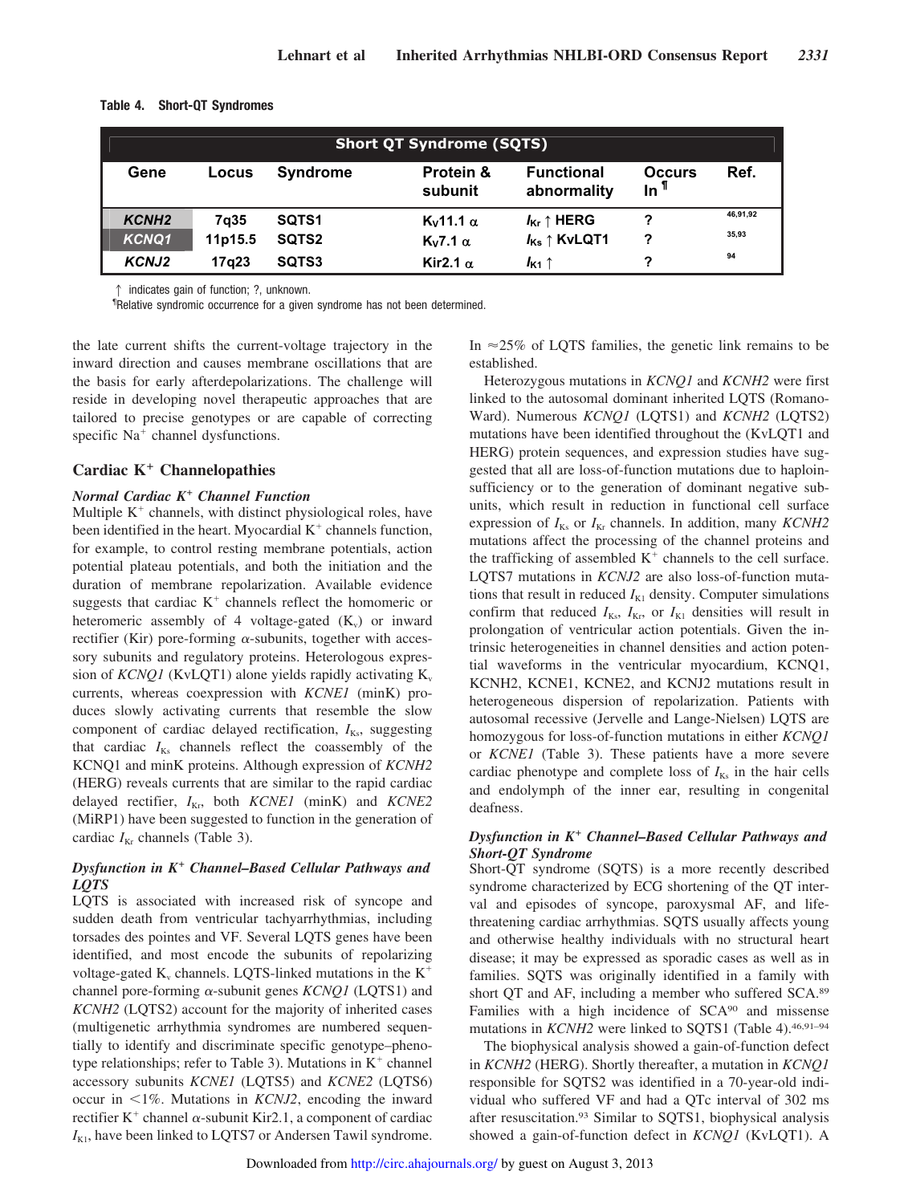**Table 4. Short-QT Syndromes**

| Short QT Syndrome (SQTS) | | | | | | |
|---|---|---|---|---|---|---|
| Gene | Locus | Syndrome | Protein & subunit | Functional abnormality | Occurs In ¶ | Ref. |
| *KCNH2* | 7q35 | SQTS1 | $K_V11.1\ \alpha$ | $I_{Kr}$ ↑ HERG | ? | 46,91,92 |
| *KCNQ1* | 11p15.5 | SQTS2 | $K_V7.1\ \alpha$ | $I_{Ks}$ ↑ KvLQT1 | ? | 35,93 |
| *KCNJ2* | 17q23 | SQTS3 | Kir2.1 $\alpha$ | $I_{K1}$ ↑ | ? | 94 |

↑ indicates gain of function; ?, unknown.
¶Relative syndromic occurrence for a given syndrome has not been determined.

the late current shifts the current-voltage trajectory in the inward direction and causes membrane oscillations that are the basis for early afterdepolarizations. The challenge will reside in developing novel therapeutic approaches that are tailored to precise genotypes or are capable of correcting specific $Na^+$ channel dysfunctions.

## Cardiac $K^+$ Channelopathies

### *Normal Cardiac $K^+$ Channel Function*

Multiple $K^+$ channels, with distinct physiological roles, have been identified in the heart. Myocardial $K^+$ channels function, for example, to control resting membrane potentials, action potential plateau potentials, and both the initiation and the duration of membrane repolarization. Available evidence suggests that cardiac $K^+$ channels reflect the homomeric or heteromeric assembly of 4 voltage-gated ($K_v$) or inward rectifier (Kir) pore-forming $\alpha$-subunits, together with accessory subunits and regulatory proteins. Heterologous expression of *KCNQ1* (KvLQT1) alone yields rapidly activating $K_v$ currents, whereas coexpression with *KCNE1* (minK) produces slowly activating currents that resemble the slow component of cardiac delayed rectification, $I_{Ks}$, suggesting that cardiac $I_{Ks}$ channels reflect the coassembly of the KCNQ1 and minK proteins. Although expression of *KCNH2* (HERG) reveals currents that are similar to the rapid cardiac delayed rectifier, $I_{Kr}$, both *KCNE1* (minK) and *KCNE2* (MiRP1) have been suggested to function in the generation of cardiac $I_{Kr}$ channels (Table 3).

### *Dysfunction in $K^+$ Channel–Based Cellular Pathways and LQTS*

LQTS is associated with increased risk of syncope and sudden death from ventricular tachyarrhythmias, including torsades des pointes and VF. Several LQTS genes have been identified, and most encode the subunits of repolarizing voltage-gated $K_v$ channels. LQTS-linked mutations in the $K^+$ channel pore-forming $\alpha$-subunit genes *KCNQ1* (LQTS1) and *KCNH2* (LQTS2) account for the majority of inherited cases (multigenetic arrhythmia syndromes are numbered sequentially to identify and discriminate specific genotype–phenotype relationships; refer to Table 3). Mutations in $K^+$ channel accessory subunits *KCNE1* (LQTS5) and *KCNE2* (LQTS6) occur in <1%. Mutations in *KCNJ2*, encoding the inward rectifier $K^+$ channel $\alpha$-subunit Kir2.1, a component of cardiac $I_{K1}$, have been linked to LQTS7 or Andersen Tawil syndrome. In ≈25% of LQTS families, the genetic link remains to be established.

Heterozygous mutations in *KCNQ1* and *KCNH2* were first linked to the autosomal dominant inherited LQTS (Romano-Ward). Numerous *KCNQ1* (LQTS1) and *KCNH2* (LQTS2) mutations have been identified throughout the (KvLQT1 and HERG) protein sequences, and expression studies have suggested that all are loss-of-function mutations due to haploinsufficiency or to the generation of dominant negative subunits, which result in reduction in functional cell surface expression of $I_{Ks}$ or $I_{Kr}$ channels. In addition, many *KCNH2* mutations affect the processing of the channel proteins and the trafficking of assembled $K^+$ channels to the cell surface. LQTS7 mutations in *KCNJ2* are also loss-of-function mutations that result in reduced $I_{K1}$ density. Computer simulations confirm that reduced $I_{Ks}$, $I_{Kr}$, or $I_{K1}$ densities will result in prolongation of ventricular action potentials. Given the intrinsic heterogeneities in channel densities and action potential waveforms in the ventricular myocardium, KCNQ1, KCNH2, KCNE1, KCNE2, and KCNJ2 mutations result in heterogeneous dispersion of repolarization. Patients with autosomal recessive (Jervelle and Lange-Nielsen) LQTS are homozygous for loss-of-function mutations in either *KCNQ1* or *KCNE1* (Table 3). These patients have a more severe cardiac phenotype and complete loss of $I_{Ks}$ in the hair cells and endolymph of the inner ear, resulting in congenital deafness.

### *Dysfunction in $K^+$ Channel–Based Cellular Pathways and Short-QT Syndrome*

Short-QT syndrome (SQTS) is a more recently described syndrome characterized by ECG shortening of the QT interval and episodes of syncope, paroxysmal AF, and life-threatening cardiac arrhythmias. SQTS usually affects young and otherwise healthy individuals with no structural heart disease; it may be expressed as sporadic cases as well as in families. SQTS was originally identified in a family with short QT and AF, including a member who suffered SCA.[89] Families with a high incidence of SCA[90] and missense mutations in *KCNH2* were linked to SQTS1 (Table 4).[46,91–94]

The biophysical analysis showed a gain-of-function defect in *KCNH2* (HERG). Shortly thereafter, a mutation in *KCNQ1* responsible for SQTS2 was identified in a 70-year-old individual who suffered VF and had a QTc interval of 302 ms after resuscitation.[93] Similar to SQTS1, biophysical analysis showed a gain-of-function defect in *KCNQ1* (KvLQT1). A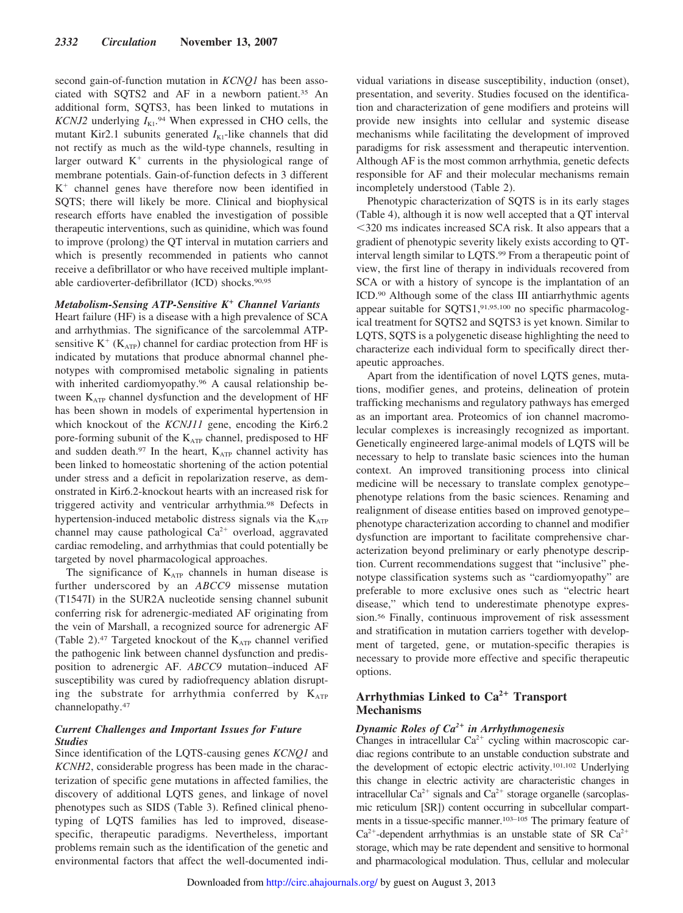second gain-of-function mutation in *KCNQ1* has been associated with SQTS2 and AF in a newborn patient.[35] An additional form, SQTS3, has been linked to mutations in *KCNJ2* underlying $I_{K1}$.[94] When expressed in CHO cells, the mutant Kir2.1 subunits generated $I_{K1}$-like channels that did not rectify as much as the wild-type channels, resulting in larger outward $K^+$ currents in the physiological range of membrane potentials. Gain-of-function defects in 3 different $K^+$ channel genes have therefore now been identified in SQTS; there will likely be more. Clinical and biophysical research efforts have enabled the investigation of possible therapeutic interventions, such as quinidine, which was found to improve (prolong) the QT interval in mutation carriers and which is presently recommended in patients who cannot receive a defibrillator or who have received multiple implantable cardioverter-defibrillator (ICD) shocks.[90,95]

### *Metabolism-Sensing ATP-Sensitive $K^+$ Channel Variants*

Heart failure (HF) is a disease with a high prevalence of SCA and arrhythmias. The significance of the sarcolemmal ATP-sensitive $K^+$ ($K_{ATP}$) channel for cardiac protection from HF is indicated by mutations that produce abnormal channel phenotypes with compromised metabolic signaling in patients with inherited cardiomyopathy.[96] A causal relationship between $K_{ATP}$ channel dysfunction and the development of HF has been shown in models of experimental hypertension in which knockout of the *KCNJ11* gene, encoding the Kir6.2 pore-forming subunit of the $K_{ATP}$ channel, predisposed to HF and sudden death.[97] In the heart, $K_{ATP}$ channel activity has been linked to homeostatic shortening of the action potential under stress and a deficit in repolarization reserve, as demonstrated in Kir6.2-knockout hearts with an increased risk for triggered activity and ventricular arrhythmia.[98] Defects in hypertension-induced metabolic distress signals via the $K_{ATP}$ channel may cause pathological $Ca^{2+}$ overload, aggravated cardiac remodeling, and arrhythmias that could potentially be targeted by novel pharmacological approaches.

The significance of $K_{ATP}$ channels in human disease is further underscored by an *ABCC9* missense mutation (T1547I) in the SUR2A nucleotide sensing channel subunit conferring risk for adrenergic-mediated AF originating from the vein of Marshall, a recognized source for adrenergic AF (Table 2).[47] Targeted knockout of the $K_{ATP}$ channel verified the pathogenic link between channel dysfunction and predisposition to adrenergic AF. *ABCC9* mutation–induced AF susceptibility was cured by radiofrequency ablation disrupting the substrate for arrhythmia conferred by $K_{ATP}$ channelopathy.[47]

### *Current Challenges and Important Issues for Future Studies*

Since identification of the LQTS-causing genes *KCNQ1* and *KCNH2*, considerable progress has been made in the characterization of specific gene mutations in affected families, the discovery of additional LQTS genes, and linkage of novel phenotypes such as SIDS (Table 3). Refined clinical phenotyping of LQTS families has led to improved, disease-specific, therapeutic paradigms. Nevertheless, important problems remain such as the identification of the genetic and environmental factors that affect the well-documented individual variations in disease susceptibility, induction (onset), presentation, and severity. Studies focused on the identification and characterization of gene modifiers and proteins will provide new insights into cellular and systemic disease mechanisms while facilitating the development of improved paradigms for risk assessment and therapeutic intervention. Although AF is the most common arrhythmia, genetic defects responsible for AF and their molecular mechanisms remain incompletely understood (Table 2).

Phenotypic characterization of SQTS is in its early stages (Table 4), although it is now well accepted that a QT interval <320 ms indicates increased SCA risk. It also appears that a gradient of phenotypic severity likely exists according to QT-interval length similar to LQTS.[99] From a therapeutic point of view, the first line of therapy in individuals recovered from SCA or with a history of syncope is the implantation of an ICD.[90] Although some of the class III antiarrhythmic agents appear suitable for SQTS1,[91,95,100] no specific pharmacological treatment for SQTS2 and SQTS3 is yet known. Similar to LQTS, SQTS is a polygenetic disease highlighting the need to characterize each individual form to specifically direct therapeutic approaches.

Apart from the identification of novel LQTS genes, mutations, modifier genes, and proteins, delineation of protein trafficking mechanisms and regulatory pathways has emerged as an important area. Proteomics of ion channel macromolecular complexes is increasingly recognized as important. Genetically engineered large-animal models of LQTS will be necessary to help to translate basic sciences into the human context. An improved transitioning process into clinical medicine will be necessary to translate complex genotype–phenotype relations from the basic sciences. Renaming and realignment of disease entities based on improved genotype–phenotype characterization according to channel and modifier dysfunction are important to facilitate comprehensive characterization beyond preliminary or early phenotype description. Current recommendations suggest that "inclusive" phenotype classification systems such as "cardiomyopathy" are preferable to more exclusive ones such as "electric heart disease," which tend to underestimate phenotype expression.[56] Finally, continuous improvement of risk assessment and stratification in mutation carriers together with development of targeted, gene, or mutation-specific therapies is necessary to provide more effective and specific therapeutic options.

## Arrhythmias Linked to $Ca^{2+}$ Transport Mechanisms

### *Dynamic Roles of $Ca^{2+}$ in Arrhythmogenesis*

Changes in intracellular $Ca^{2+}$ cycling within macroscopic cardiac regions contribute to an unstable conduction substrate and the development of ectopic electric activity.[101,102] Underlying this change in electric activity are characteristic changes in intracellular $Ca^{2+}$ signals and $Ca^{2+}$ storage organelle (sarcoplasmic reticulum [SR]) content occurring in subcellular compartments in a tissue-specific manner.[103–105] The primary feature of $Ca^{2+}$-dependent arrhythmias is an unstable state of SR $Ca^{2+}$ storage, which may be rate dependent and sensitive to hormonal and pharmacological modulation. Thus, cellular and molecular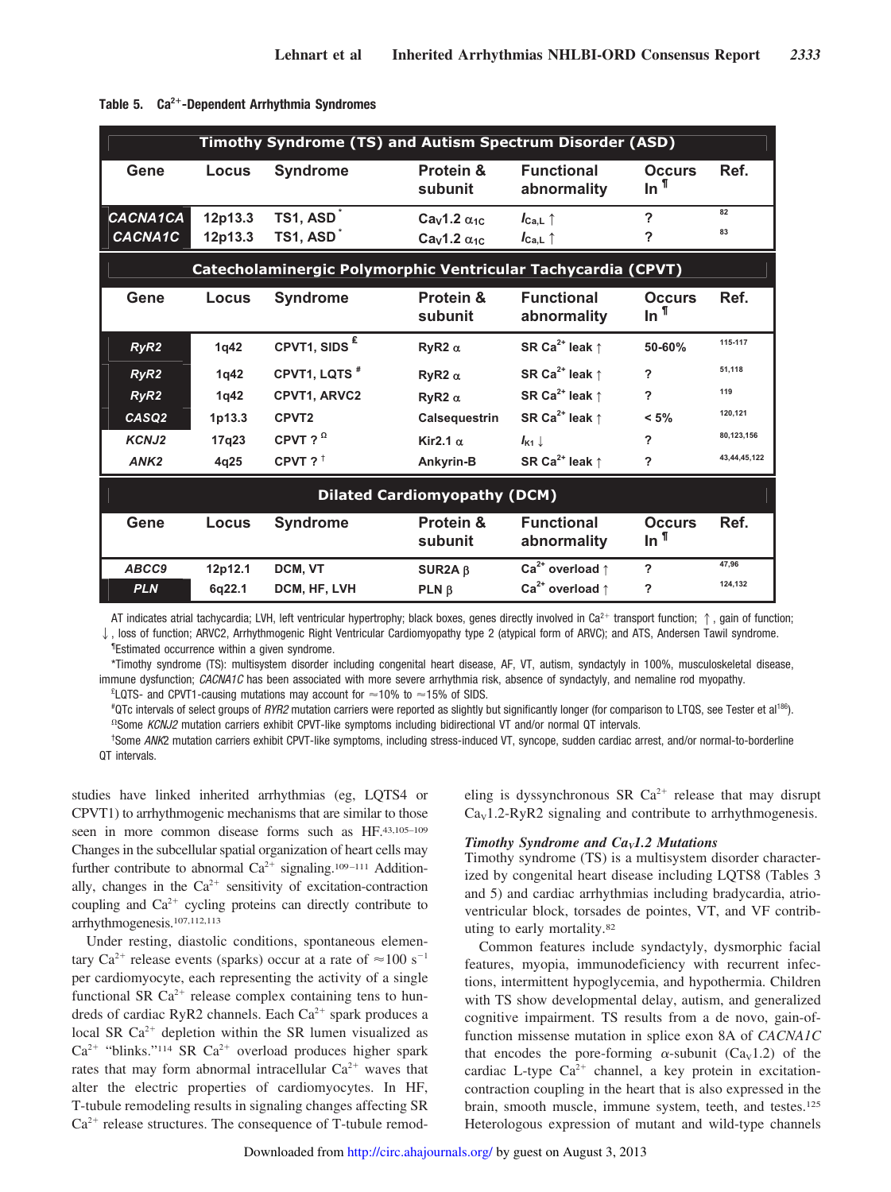**Table 5. $Ca^{2+}$-Dependent Arrhythmia Syndromes**

| Gene | Locus | Syndrome | Protein & subunit | Functional abnormality | Occurs In ¶ | Ref. |
|---|---|---|---|---|---|---|
| **Timothy Syndrome (TS) and Autism Spectrum Disorder (ASD)** | | | | | | |
| *CACNA1CA* | 12p13.3 | TS1, ASD* | $Ca_V1.2$ $\alpha_{1C}$ | $I_{Ca,L}$ ↑ | ? | 82 |
| *CACNA1C* | 12p13.3 | TS1, ASD* | $Ca_V1.2$ $\alpha_{1C}$ | $I_{Ca,L}$ ↑ | ? | 83 |
| **Catecholaminergic Polymorphic Ventricular Tachycardia (CPVT)** | | | | | | |
| *RyR2* | 1q42 | CPVT1, SIDS £ | RyR2 α | SR $Ca^{2+}$ leak ↑ | 50-60% | 115-117 |
| *RyR2* | 1q42 | CPVT1, LQTS # | RyR2 α | SR $Ca^{2+}$ leak ↑ | ? | 51,118 |
| *RyR2* | 1q42 | CPVT1, ARVC2 | RyR2 α | SR $Ca^{2+}$ leak ↑ | ? | 119 |
| *CASQ2* | 1p13.3 | CPVT2 | Calsequestrin | SR $Ca^{2+}$ leak ↑ | < 5% | 120,121 |
| *KCNJ2* | 17q23 | CPVT ? Ω | Kir2.1 α | $I_{K1}$ ↓ | ? | 80,123,156 |
| *ANK2* | 4q25 | CPVT ? † | Ankyrin-B | SR $Ca^{2+}$ leak ↑ | ? | 43,44,45,122 |
| **Dilated Cardiomyopathy (DCM)** | | | | | | |
| *ABCC9* | 12p12.1 | DCM, VT | SUR2A β | $Ca^{2+}$ overload ↑ | ? | 47,96 |
| *PLN* | 6q22.1 | DCM, HF, LVH | PLN β | $Ca^{2+}$ overload ↑ | ? | 124,132 |

AT indicates atrial tachycardia; LVH, left ventricular hypertrophy; black boxes, genes directly involved in $Ca^{2+}$ transport function; ↑, gain of function; ↓, loss of function; ARVC2, Arrhythmogenic Right Ventricular Cardiomyopathy type 2 (atypical form of ARVC); and ATS, Andersen Tawil syndrome.

¶Estimated occurrence within a given syndrome.

*Timothy syndrome (TS): multisystem disorder including congenital heart disease, AF, VT, autism, syndactyly in 100%, musculoskeletal disease, immune dysfunction; *CACNA1C* has been associated with more severe arrhythmia risk, absence of syndactyly, and nemaline rod myopathy.

£LQTS- and CPVT1-causing mutations may account for ≈10% to ≈15% of SIDS.

#QTc intervals of select groups of *RYR2* mutation carriers were reported as slightly but significantly longer (for comparison to LTQS, see Tester et al[186]).

ΩSome *KCNJ2* mutation carriers exhibit CPVT-like symptoms including bidirectional VT and/or normal QT intervals.

†Some *ANK2* mutation carriers exhibit CPVT-like symptoms, including stress-induced VT, syncope, sudden cardiac arrest, and/or normal-to-borderline QT intervals.

studies have linked inherited arrhythmias (eg, LQTS4 or CPVT1) to arrhythmogenic mechanisms that are similar to those seen in more common disease forms such as HF.[43,105–109] Changes in the subcellular spatial organization of heart cells may further contribute to abnormal $Ca^{2+}$ signaling.[109–111] Additionally, changes in the $Ca^{2+}$ sensitivity of excitation-contraction coupling and $Ca^{2+}$ cycling proteins can directly contribute to arrhythmogenesis.[107,112,113]

Under resting, diastolic conditions, spontaneous elementary $Ca^{2+}$ release events (sparks) occur at a rate of $\approx 100\ s^{-1}$ per cardiomyocyte, each representing the activity of a single functional SR $Ca^{2+}$ release complex containing tens to hundreds of cardiac RyR2 channels. Each $Ca^{2+}$ spark produces a local SR $Ca^{2+}$ depletion within the SR lumen visualized as $Ca^{2+}$ "blinks."[114] SR $Ca^{2+}$ overload produces higher spark rates that may form abnormal intracellular $Ca^{2+}$ waves that alter the electric properties of cardiomyocytes. In HF, T-tubule remodeling results in signaling changes affecting SR $Ca^{2+}$ release structures. The consequence of T-tubule remodeling is dyssynchronous SR $Ca^{2+}$ release that may disrupt $Ca_V1.2$-RyR2 signaling and contribute to arrhythmogenesis.

### *Timothy Syndrome and $Ca_V1.2$ Mutations*

Timothy syndrome (TS) is a multisystem disorder characterized by congenital heart disease including LQTS8 (Tables 3 and 5) and cardiac arrhythmias including bradycardia, atrioventricular block, torsades de pointes, VT, and VF contributing to early mortality.[82]

Common features include syndactyly, dysmorphic facial features, myopia, immunodeficiency with recurrent infections, intermittent hypoglycemia, and hypothermia. Children with TS show developmental delay, autism, and generalized cognitive impairment. TS results from a de novo, gain-of-function missense mutation in splice exon 8A of *CACNA1C* that encodes the pore-forming α-subunit ($Ca_V1.2$) of the cardiac L-type $Ca^{2+}$ channel, a key protein in excitation-contraction coupling in the heart that is also expressed in the brain, smooth muscle, immune system, teeth, and testes.[125] Heterologous expression of mutant and wild-type channels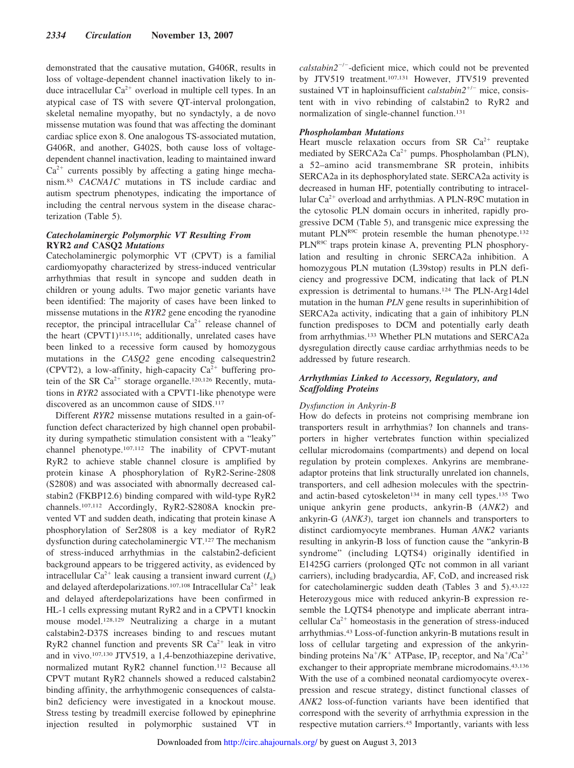demonstrated that the causative mutation, G406R, results in loss of voltage-dependent channel inactivation likely to induce intracellular $Ca^{2+}$ overload in multiple cell types. In an atypical case of TS with severe QT-interval prolongation, skeletal nemaline myopathy, but no syndactyly, a de novo missense mutation was found that was affecting the dominant cardiac splice exon 8. One analogous TS-associated mutation, G406R, and another, G402S, both cause loss of voltage-dependent channel inactivation, leading to maintained inward $Ca^{2+}$ currents possibly by affecting a gating hinge mechanism.[83] *CACNA1C* mutations in TS include cardiac and autism spectrum phenotypes, indicating the importance of including the central nervous system in the disease characterization (Table 5).

### *Catecholaminergic Polymorphic VT Resulting From* **RYR2** *and* **CASQ2** *Mutations*

Catecholaminergic polymorphic VT (CPVT) is a familial cardiomyopathy characterized by stress-induced ventricular arrhythmias that result in syncope and sudden death in children or young adults. Two major genetic variants have been identified: The majority of cases have been linked to missense mutations in the *RYR2* gene encoding the ryanodine receptor, the principal intracellular $Ca^{2+}$ release channel of the heart (CPVT1)[115,116]; additionally, unrelated cases have been linked to a recessive form caused by homozygous mutations in the *CASQ2* gene encoding calsequestrin2 (CPVT2), a low-affinity, high-capacity $Ca^{2+}$ buffering protein of the SR $Ca^{2+}$ storage organelle.[120,126] Recently, mutations in *RYR2* associated with a CPVT1-like phenotype were discovered as an uncommon cause of SIDS.[117]

Different *RYR2* missense mutations resulted in a gain-of-function defect characterized by high channel open probability during sympathetic stimulation consistent with a "leaky" channel phenotype.[107,112] The inability of CPVT-mutant RyR2 to achieve stable channel closure is amplified by protein kinase A phosphorylation of RyR2-Serine-2808 (S2808) and was associated with abnormally decreased calstabin2 (FKBP12.6) binding compared with wild-type RyR2 channels.[107,112] Accordingly, RyR2-S2808A knockin prevented VT and sudden death, indicating that protein kinase A phosphorylation of Ser2808 is a key mediator of RyR2 dysfunction during catecholaminergic VT.[127] The mechanism of stress-induced arrhythmias in the calstabin2-deficient background appears to be triggered activity, as evidenced by intracellular $Ca^{2+}$ leak causing a transient inward current ($I_{ti}$) and delayed afterdepolarizations.[107,108] Intracellular $Ca^{2+}$ leak and delayed afterdepolarizations have been confirmed in HL-1 cells expressing mutant RyR2 and in a CPVT1 knockin mouse model.[128,129] Neutralizing a charge in a mutant calstabin2-D37S increases binding to and rescues mutant RyR2 channel function and prevents SR $Ca^{2+}$ leak in vitro and in vivo.[107,130] JTV519, a 1,4-benzothiazepine derivative, normalized mutant RyR2 channel function.[112] Because all CPVT mutant RyR2 channels showed a reduced calstabin2 binding affinity, the arrhythmogenic consequences of calstabin2 deficiency were investigated in a knockout mouse. Stress testing by treadmill exercise followed by epinephrine injection resulted in polymorphic sustained VT in *calstabin2*$^{-/-}$-deficient mice, which could not be prevented by JTV519 treatment.[107,131] However, JTV519 prevented sustained VT in haploinsufficient *calstabin2*$^{+/-}$ mice, consistent with in vivo rebinding of calstabin2 to RyR2 and normalization of single-channel function.[131]

### *Phospholamban Mutations*

Heart muscle relaxation occurs from SR $Ca^{2+}$ reuptake mediated by SERCA2a $Ca^{2+}$ pumps. Phospholamban (PLN), a 52–amino acid transmembrane SR protein, inhibits SERCA2a in its dephosphorylated state. SERCA2a activity is decreased in human HF, potentially contributing to intracellular $Ca^{2+}$ overload and arrhythmias. A PLN-R9C mutation in the cytosolic PLN domain occurs in inherited, rapidly progressive DCM (Table 5), and transgenic mice expressing the mutant PLN$^{R9C}$ protein resemble the human phenotype.[132] PLN$^{R9C}$ traps protein kinase A, preventing PLN phosphorylation and resulting in chronic SERCA2a inhibition. A homozygous PLN mutation (L39stop) results in PLN deficiency and progressive DCM, indicating that lack of PLN expression is detrimental to humans.[124] The PLN-Arg14del mutation in the human *PLN* gene results in superinhibition of SERCA2a activity, indicating that a gain of inhibitory PLN function predisposes to DCM and potentially early death from arrhythmias.[133] Whether PLN mutations and SERCA2a dysregulation directly cause cardiac arrhythmias needs to be addressed by future research.

## *Arrhythmias Linked to Accessory, Regulatory, and Scaffolding Proteins*

### *Dysfunction in Ankyrin-B*

How do defects in proteins not comprising membrane ion transporters result in arrhythmias? Ion channels and transporters in higher vertebrates function within specialized cellular microdomains (compartments) and depend on local regulation by protein complexes. Ankyrins are membrane-adaptor proteins that link structurally unrelated ion channels, transporters, and cell adhesion molecules with the spectrin- and actin-based cytoskeleton[134] in many cell types.[135] Two unique ankyrin gene products, ankyrin-B (*ANK2*) and ankyrin-G (*ANK3*), target ion channels and transporters to distinct cardiomyocyte membranes. Human *ANK2* variants resulting in ankyrin-B loss of function cause the "ankyrin-B syndrome" (including LQTS4) originally identified in E1425G carriers (prolonged QTc not common in all variant carriers), including bradycardia, AF, CoD, and increased risk for catecholaminergic sudden death (Tables 3 and 5).[43,122] Heterozygous mice with reduced ankyrin-B expression resemble the LQTS4 phenotype and implicate aberrant intracellular $Ca^{2+}$ homeostasis in the generation of stress-induced arrhythmias.[43] Loss-of-function ankyrin-B mutations result in loss of cellular targeting and expression of the ankyrin-binding proteins $Na^+/K^+$ ATPase, $IP_3$ receptor, and $Na^+/Ca^{2+}$ exchanger to their appropriate membrane microdomains.[43,136] With the use of a combined neonatal cardiomyocyte overexpression and rescue strategy, distinct functional classes of *ANK2* loss-of-function variants have been identified that correspond with the severity of arrhythmia expression in the respective mutation carriers.[45] Importantly, variants with less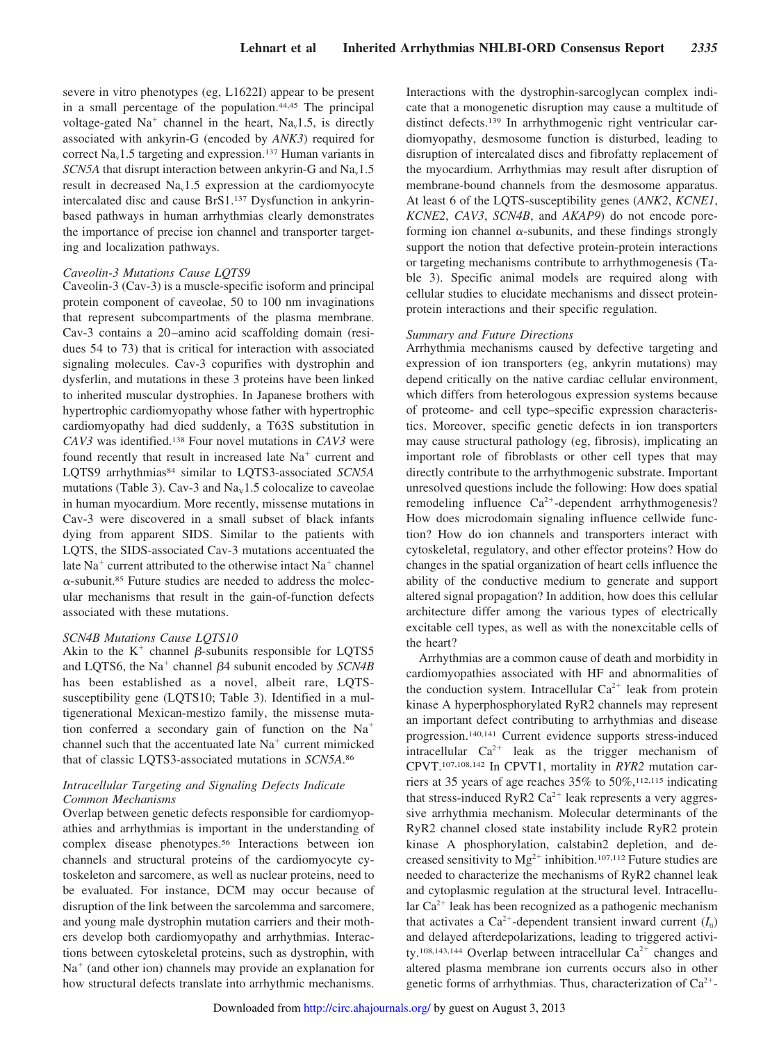severe in vitro phenotypes (eg, L1622I) appear to be present in a small percentage of the population.[44,45] The principal voltage-gated $Na^+$ channel in the heart, $Na_v1.5$, is directly associated with ankyrin-G (encoded by *ANK3*) required for correct $Na_v1.5$ targeting and expression.[137] Human variants in *SCN5A* that disrupt interaction between ankyrin-G and $Na_v1.5$ result in decreased $Na_v1.5$ expression at the cardiomyocyte intercalated disc and cause BrS1.[137] Dysfunction in ankyrin-based pathways in human arrhythmias clearly demonstrates the importance of precise ion channel and transporter targeting and localization pathways.

*Caveolin-3 Mutations Cause LQTS9*

Caveolin-3 (Cav-3) is a muscle-specific isoform and principal protein component of caveolae, 50 to 100 nm invaginations that represent subcompartments of the plasma membrane. Cav-3 contains a 20–amino acid scaffolding domain (residues 54 to 73) that is critical for interaction with associated signaling molecules. Cav-3 copurifies with dystrophin and dysferlin, and mutations in these 3 proteins have been linked to inherited muscular dystrophies. In Japanese brothers with hypertrophic cardiomyopathy whose father with hypertrophic cardiomyopathy had died suddenly, a T63S substitution in *CAV3* was identified.[138] Four novel mutations in *CAV3* were found recently that result in increased late $Na^+$ current and LQTS9 arrhythmias[84] similar to LQTS3-associated *SCN5A* mutations (Table 3). Cav-3 and $Na_V1.5$ colocalize to caveolae in human myocardium. More recently, missense mutations in Cav-3 were discovered in a small subset of black infants dying from apparent SIDS. Similar to the patients with LQTS, the SIDS-associated Cav-3 mutations accentuated the late $Na^+$ current attributed to the otherwise intact $Na^+$ channel $\alpha$-subunit.[85] Future studies are needed to address the molecular mechanisms that result in the gain-of-function defects associated with these mutations.

*SCN4B Mutations Cause LQTS10*

Akin to the $K^+$ channel $\beta$-subunits responsible for LQTS5 and LQTS6, the $Na^+$ channel $\beta4$ subunit encoded by *SCN4B* has been established as a novel, albeit rare, LQTS-susceptibility gene (LQTS10; Table 3). Identified in a multigenerational Mexican-mestizo family, the missense mutation conferred a secondary gain of function on the $Na^+$ channel such that the accentuated late $Na^+$ current mimicked that of classic LQTS3-associated mutations in *SCN5A*.[86]

*Intracellular Targeting and Signaling Defects Indicate Common Mechanisms*

Overlap between genetic defects responsible for cardiomyopathies and arrhythmias is important in the understanding of complex disease phenotypes.[56] Interactions between ion channels and structural proteins of the cardiomyocyte cytoskeleton and sarcomere, as well as nuclear proteins, need to be evaluated. For instance, DCM may occur because of disruption of the link between the sarcolemma and sarcomere, and young male dystrophin mutation carriers and their mothers develop both cardiomyopathy and arrhythmias. Interactions between cytoskeletal proteins, such as dystrophin, with $Na^+$ (and other ion) channels may provide an explanation for how structural defects translate into arrhythmic mechanisms. Interactions with the dystrophin-sarcoglycan complex indicate that a monogenetic disruption may cause a multitude of distinct defects.[139] In arrhythmogenic right ventricular cardiomyopathy, desmosome function is disturbed, leading to disruption of intercalated discs and fibrofatty replacement of the myocardium. Arrhythmias may result after disruption of membrane-bound channels from the desmosome apparatus. At least 6 of the LQTS-susceptibility genes (*ANK2*, *KCNE1*, *KCNE2*, *CAV3*, *SCN4B*, and *AKAP9*) do not encode pore-forming ion channel $\alpha$-subunits, and these findings strongly support the notion that defective protein-protein interactions or targeting mechanisms contribute to arrhythmogenesis (Table 3). Specific animal models are required along with cellular studies to elucidate mechanisms and dissect protein-protein interactions and their specific regulation.

*Summary and Future Directions*

Arrhythmia mechanisms caused by defective targeting and expression of ion transporters (eg, ankyrin mutations) may depend critically on the native cardiac cellular environment, which differs from heterologous expression systems because of proteome- and cell type–specific expression characteristics. Moreover, specific genetic defects in ion transporters may cause structural pathology (eg, fibrosis), implicating an important role of fibroblasts or other cell types that may directly contribute to the arrhythmogenic substrate. Important unresolved questions include the following: How does spatial remodeling influence $Ca^{2+}$-dependent arrhythmogenesis? How does microdomain signaling influence cellwide function? How do ion channels and transporters interact with cytoskeletal, regulatory, and other effector proteins? How do changes in the spatial organization of heart cells influence the ability of the conductive medium to generate and support altered signal propagation? In addition, how does this cellular architecture differ among the various types of electrically excitable cell types, as well as with the nonexcitable cells of the heart?

Arrhythmias are a common cause of death and morbidity in cardiomyopathies associated with HF and abnormalities of the conduction system. Intracellular $Ca^{2+}$ leak from protein kinase A hyperphosphorylated RyR2 channels may represent an important defect contributing to arrhythmias and disease progression.[140,141] Current evidence supports stress-induced intracellular $Ca^{2+}$ leak as the trigger mechanism of CPVT.[107,108,142] In CPVT1, mortality in *RYR2* mutation carriers at 35 years of age reaches 35% to 50%,[112,115] indicating that stress-induced RyR2 $Ca^{2+}$ leak represents a very aggressive arrhythmia mechanism. Molecular determinants of the RyR2 channel closed state instability include RyR2 protein kinase A phosphorylation, calstabin2 depletion, and decreased sensitivity to $Mg^{2+}$ inhibition.[107,112] Future studies are needed to characterize the mechanisms of RyR2 channel leak and cytoplasmic regulation at the structural level. Intracellular $Ca^{2+}$ leak has been recognized as a pathogenic mechanism that activates a $Ca^{2+}$-dependent transient inward current ($I_{ti}$) and delayed afterdepolarizations, leading to triggered activity.[108,143,144] Overlap between intracellular $Ca^{2+}$ changes and altered plasma membrane ion currents occurs also in other genetic forms of arrhythmias. Thus, characterization of $Ca^{2+}$-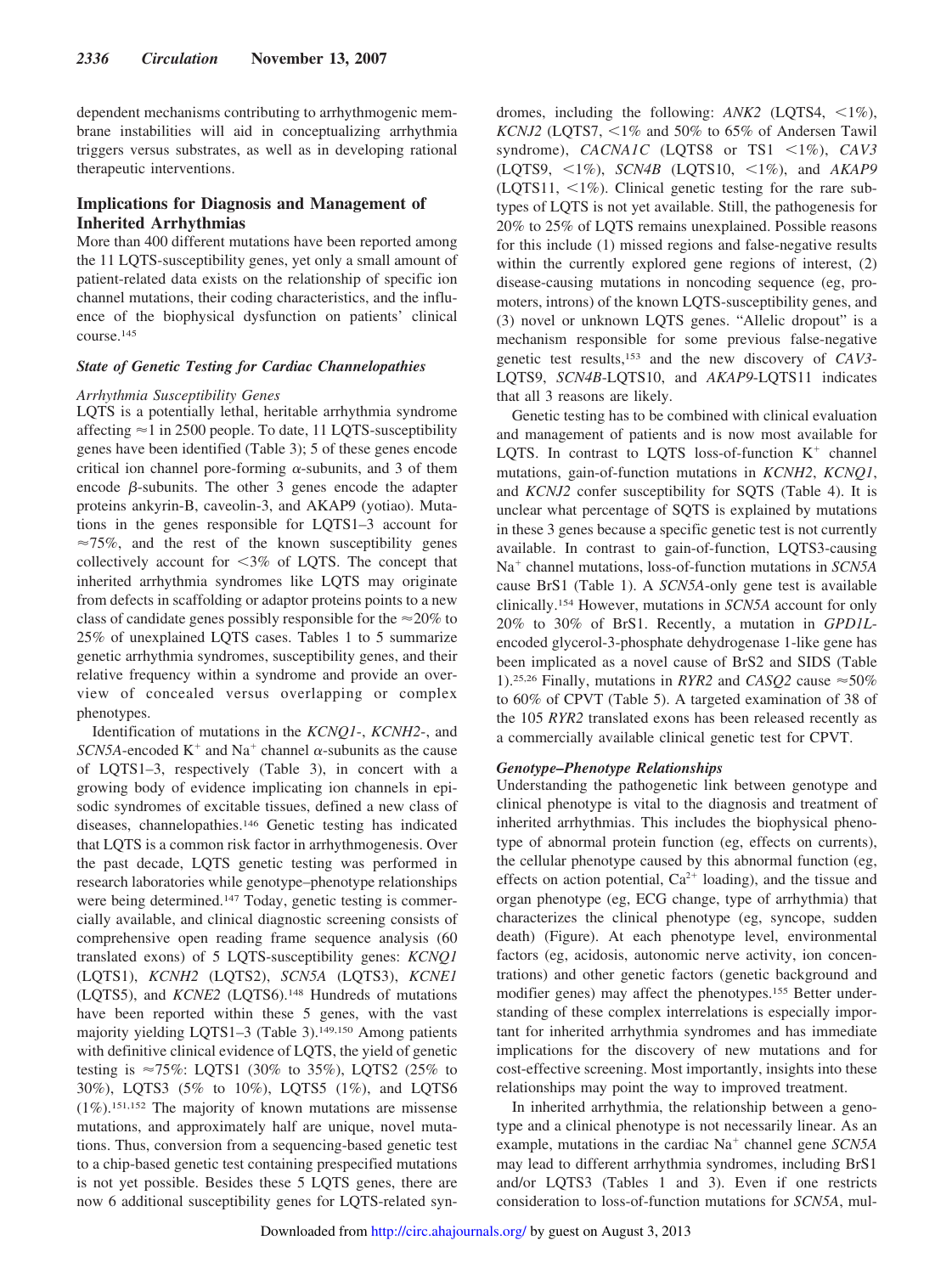dependent mechanisms contributing to arrhythmogenic membrane instabilities will aid in conceptualizing arrhythmia triggers versus substrates, as well as in developing rational therapeutic interventions.

## Implications for Diagnosis and Management of Inherited Arrhythmias

More than 400 different mutations have been reported among the 11 LQTS-susceptibility genes, yet only a small amount of patient-related data exists on the relationship of specific ion channel mutations, their coding characteristics, and the influence of the biophysical dysfunction on patients' clinical course.[145]

### *State of Genetic Testing for Cardiac Channelopathies*

#### *Arrhythmia Susceptibility Genes*

LQTS is a potentially lethal, heritable arrhythmia syndrome affecting ≈1 in 2500 people. To date, 11 LQTS-susceptibility genes have been identified (Table 3); 5 of these genes encode critical ion channel pore-forming α-subunits, and 3 of them encode β-subunits. The other 3 genes encode the adapter proteins ankyrin-B, caveolin-3, and AKAP9 (yotiao). Mutations in the genes responsible for LQTS1–3 account for ≈75%, and the rest of the known susceptibility genes collectively account for <3% of LQTS. The concept that inherited arrhythmia syndromes like LQTS may originate from defects in scaffolding or adaptor proteins points to a new class of candidate genes possibly responsible for the ≈20% to 25% of unexplained LQTS cases. Tables 1 to 5 summarize genetic arrhythmia syndromes, susceptibility genes, and their relative frequency within a syndrome and provide an overview of concealed versus overlapping or complex phenotypes.

Identification of mutations in the *KCNQ1*-, *KCNH2*-, and *SCN5A*-encoded $K^+$ and $Na^+$ channel α-subunits as the cause of LQTS1–3, respectively (Table 3), in concert with a growing body of evidence implicating ion channels in episodic syndromes of excitable tissues, defined a new class of diseases, channelopathies.[146] Genetic testing has indicated that LQTS is a common risk factor in arrhythmogenesis. Over the past decade, LQTS genetic testing was performed in research laboratories while genotype–phenotype relationships were being determined.[147] Today, genetic testing is commercially available, and clinical diagnostic screening consists of comprehensive open reading frame sequence analysis (60 translated exons) of 5 LQTS-susceptibility genes: *KCNQ1* (LQTS1), *KCNH2* (LQTS2), *SCN5A* (LQTS3), *KCNE1* (LQTS5), and *KCNE2* (LQTS6).[148] Hundreds of mutations have been reported within these 5 genes, with the vast majority yielding LQTS1–3 (Table 3).[149,150] Among patients with definitive clinical evidence of LQTS, the yield of genetic testing is ≈75%: LQTS1 (30% to 35%), LQTS2 (25% to 30%), LQTS3 (5% to 10%), LQTS5 (1%), and LQTS6 (1%).[151,152] The majority of known mutations are missense mutations, and approximately half are unique, novel mutations. Thus, conversion from a sequencing-based genetic test to a chip-based genetic test containing prespecified mutations is not yet possible. Besides these 5 LQTS genes, there are now 6 additional susceptibility genes for LQTS-related syndromes, including the following: *ANK2* (LQTS4, <1%), *KCNJ2* (LQTS7, <1% and 50% to 65% of Andersen Tawil syndrome), *CACNA1C* (LQTS8 or TS1 <1%), *CAV3* (LQTS9, <1%), *SCN4B* (LQTS10, <1%), and *AKAP9* (LQTS11, <1%). Clinical genetic testing for the rare subtypes of LQTS is not yet available. Still, the pathogenesis for 20% to 25% of LQTS remains unexplained. Possible reasons for this include (1) missed regions and false-negative results within the currently explored gene regions of interest, (2) disease-causing mutations in noncoding sequence (eg, promoters, introns) of the known LQTS-susceptibility genes, and (3) novel or unknown LQTS genes. "Allelic dropout" is a mechanism responsible for some previous false-negative genetic test results,[153] and the new discovery of *CAV3*-LQTS9, *SCN4B*-LQTS10, and *AKAP9*-LQTS11 indicates that all 3 reasons are likely.

Genetic testing has to be combined with clinical evaluation and management of patients and is now most available for LQTS. In contrast to LQTS loss-of-function $K^+$ channel mutations, gain-of-function mutations in *KCNH2*, *KCNQ1*, and *KCNJ2* confer susceptibility for SQTS (Table 4). It is unclear what percentage of SQTS is explained by mutations in these 3 genes because a specific genetic test is not currently available. In contrast to gain-of-function, LQTS3-causing $Na^+$ channel mutations, loss-of-function mutations in *SCN5A* cause BrS1 (Table 1). A *SCN5A*-only gene test is available clinically.[154] However, mutations in *SCN5A* account for only 20% to 30% of BrS1. Recently, a mutation in *GPD1L*-encoded glycerol-3-phosphate dehydrogenase 1-like gene has been implicated as a novel cause of BrS2 and SIDS (Table 1).[25,26] Finally, mutations in *RYR2* and *CASQ2* cause ≈50% to 60% of CPVT (Table 5). A targeted examination of 38 of the 105 *RYR2* translated exons has been released recently as a commercially available clinical genetic test for CPVT.

### *Genotype–Phenotype Relationships*

Understanding the pathogenetic link between genotype and clinical phenotype is vital to the diagnosis and treatment of inherited arrhythmias. This includes the biophysical phenotype of abnormal protein function (eg, effects on currents), the cellular phenotype caused by this abnormal function (eg, effects on action potential, $Ca^{2+}$ loading), and the tissue and organ phenotype (eg, ECG change, type of arrhythmia) that characterizes the clinical phenotype (eg, syncope, sudden death) (Figure). At each phenotype level, environmental factors (eg, acidosis, autonomic nerve activity, ion concentrations) and other genetic factors (genetic background and modifier genes) may affect the phenotypes.[155] Better understanding of these complex interrelations is especially important for inherited arrhythmia syndromes and has immediate implications for the discovery of new mutations and for cost-effective screening. Most importantly, insights into these relationships may point the way to improved treatment.

In inherited arrhythmia, the relationship between a genotype and a clinical phenotype is not necessarily linear. As an example, mutations in the cardiac $Na^+$ channel gene *SCN5A* may lead to different arrhythmia syndromes, including BrS1 and/or LQTS3 (Tables 1 and 3). Even if one restricts consideration to loss-of-function mutations for *SCN5A*, mul-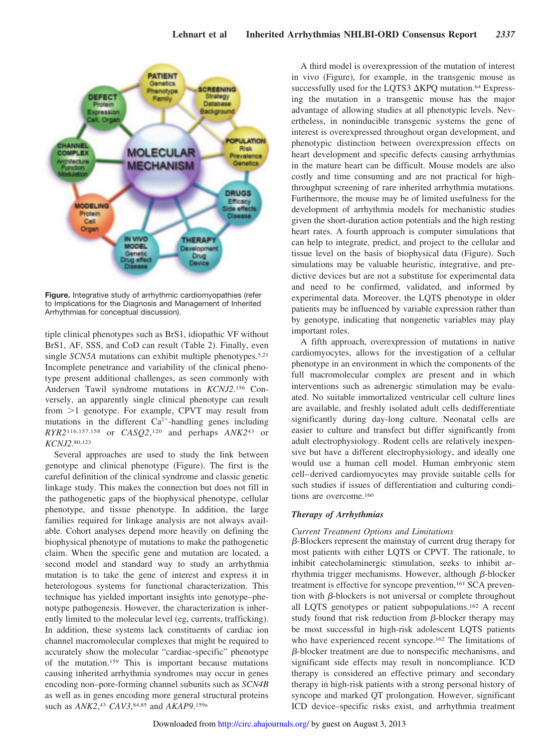PATIENT
Genetics
Phenotype
Family

SCREENING
Strategy
Database
Background

POPULATION
Risk
Prevalence
Genetics

DRUGS
Efficacy
Side effects
Disease

THERAPY
Development
Drug
Device

IN VIVO MODEL
Genetic
Drug effect
Disease

MODELING
Protein
Cell
Organ

CHANNEL COMPLEX
Architecture
Function
Modulation

DEFECT
Protein
Expression
Cell, Organ

MOLECULAR MECHANISM

**Figure.** Integrative study of arrhythmic cardiomyopathies (refer to Implications for the Diagnosis and Management of Inherited Arrhythmias for conceptual discussion).

tiple clinical phenotypes such as BrS1, idiopathic VF without BrS1, AF, SSS, and CoD can result (Table 2). Finally, even single *SCN5A* mutations can exhibit multiple phenotypes.[5,21] Incomplete penetrance and variability of the clinical phenotype present additional challenges, as seen commonly with Andersen Tawil syndrome mutations in *KCNJ2*.[156] Conversely, an apparently single clinical phenotype can result from >1 genotype. For example, CPVT may result from mutations in the different $Ca^{2+}$-handling genes including *RYR2*[116,157,158] or *CASQ2*,[120] and perhaps *ANK2*[43] or *KCNJ2*.[80,123]

Several approaches are used to study the link between genotype and clinical phenotype (Figure). The first is the careful definition of the clinical syndrome and classic genetic linkage study. This makes the connection but does not fill in the pathogenetic gaps of the biophysical phenotype, cellular phenotype, and tissue phenotype. In addition, the large families required for linkage analysis are not always available. Cohort analyses depend more heavily on defining the biophysical phenotype of mutations to make the pathogenetic claim. When the specific gene and mutation are located, a second model and standard way to study an arrhythmia mutation is to take the gene of interest and express it in heterologous systems for functional characterization. This technique has yielded important insights into genotype–phenotype pathogenesis. However, the characterization is inherently limited to the molecular level (eg, currents, trafficking). In addition, these systems lack constituents of cardiac ion channel macromolecular complexes that might be required to accurately show the molecular "cardiac-specific" phenotype of the mutation.[159] This is important because mutations causing inherited arrhythmia syndromes may occur in genes encoding non–pore-forming channel subunits such as *SCN4B* as well as in genes encoding more general structural proteins such as *ANK2*,[43] *CAV3*,[84,85] and *AKAP9*.[159a]

A third model is overexpression of the mutation of interest in vivo (Figure), for example, in the transgenic mouse as successfully used for the LQTS3 ΔKPQ mutation.[64] Expressing the mutation in a transgenic mouse has the major advantage of allowing studies at all phenotypic levels. Nevertheless, in noninducible transgenic systems the gene of interest is overexpressed throughout organ development, and phenotypic distinction between overexpression effects on heart development and specific defects causing arrhythmias in the mature heart can be difficult. Mouse models are also costly and time consuming and are not practical for high-throughput screening of rare inherited arrhythmia mutations. Furthermore, the mouse may be of limited usefulness for the development of arrhythmia models for mechanistic studies given the short-duration action potentials and the high resting heart rates. A fourth approach is computer simulations that can help to integrate, predict, and project to the cellular and tissue level on the basis of biophysical data (Figure). Such simulations may be valuable heuristic, integrative, and predictive devices but are not a substitute for experimental data and need to be confirmed, validated, and informed by experimental data. Moreover, the LQTS phenotype in older patients may be influenced by variable expression rather than by genotype, indicating that nongenetic variables may play important roles.

A fifth approach, overexpression of mutations in native cardiomyocytes, allows for the investigation of a cellular phenotype in an environment in which the components of the full macromolecular complex are present and in which interventions such as adrenergic stimulation may be evaluated. No suitable immortalized ventricular cell culture lines are available, and freshly isolated adult cells dedifferentiate significantly during day-long culture. Neonatal cells are easier to culture and transfect but differ significantly from adult electrophysiology. Rodent cells are relatively inexpensive but have a different electrophysiology, and ideally one would use a human cell model. Human embryonic stem cell–derived cardiomyocytes may provide suitable cells for such studies if issues of differentiation and culturing conditions are overcome.[160]

### *Therapy of Arrhythmias*

#### *Current Treatment Options and Limitations*

β-Blockers represent the mainstay of current drug therapy for most patients with either LQTS or CPVT. The rationale, to inhibit catecholaminergic stimulation, seeks to inhibit arrhythmia trigger mechanisms. However, although β-blocker treatment is effective for syncope prevention,[161] SCA prevention with β-blockers is not universal or complete throughout all LQTS genotypes or patient subpopulations.[162] A recent study found that risk reduction from β-blocker therapy may be most successful in high-risk adolescent LQTS patients who have experienced recent syncope.[162] The limitations of β-blocker treatment are due to nonspecific mechanisms, and significant side effects may result in noncompliance. ICD therapy is considered an effective primary and secondary therapy in high-risk patients with a strong personal history of syncope and marked QT prolongation. However, significant ICD device–specific risks exist, and arrhythmia treatment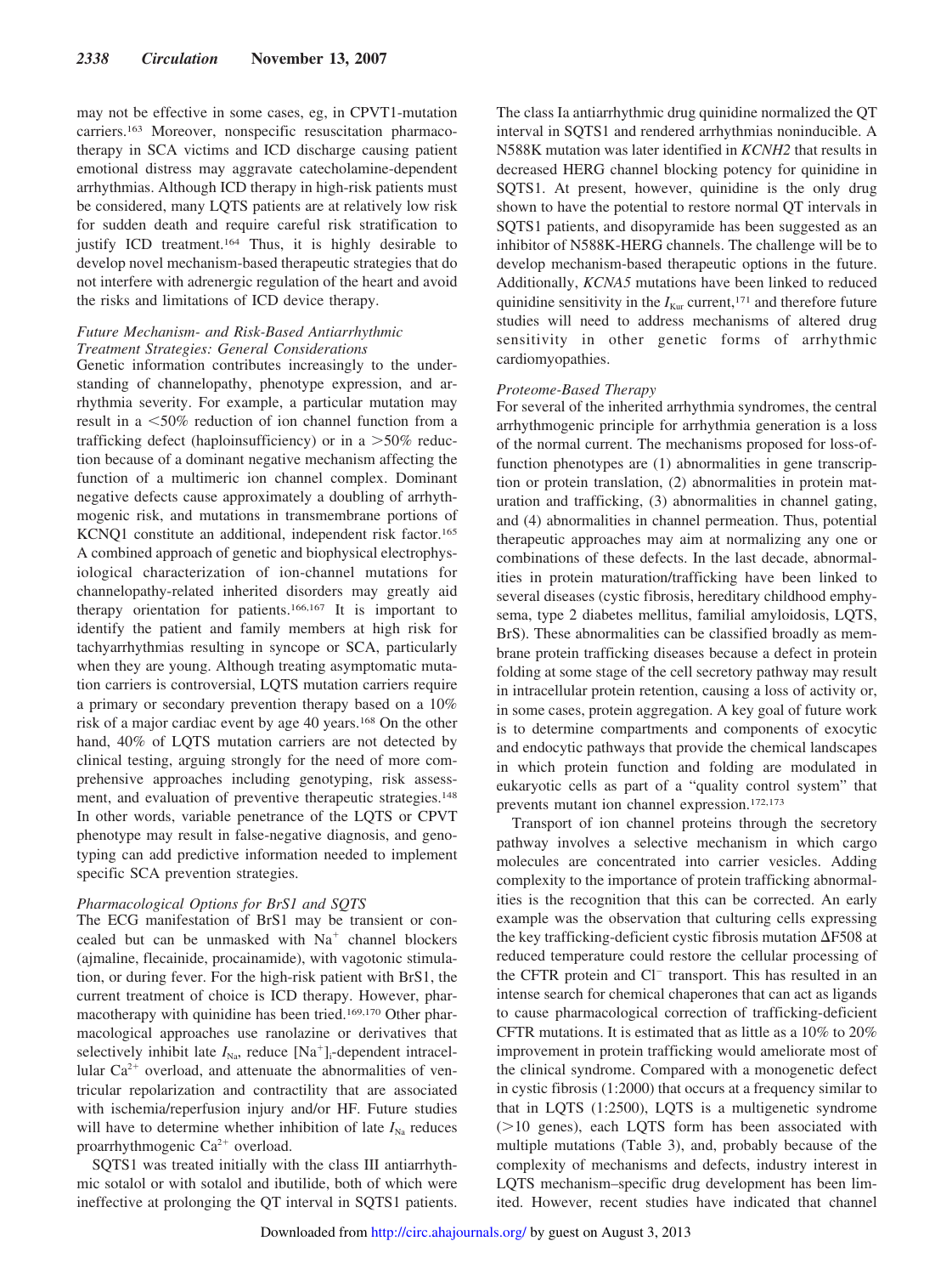may not be effective in some cases, eg, in CPVT1-mutation carriers.[163] Moreover, nonspecific resuscitation pharmacotherapy in SCA victims and ICD discharge causing patient emotional distress may aggravate catecholamine-dependent arrhythmias. Although ICD therapy in high-risk patients must be considered, many LQTS patients are at relatively low risk for sudden death and require careful risk stratification to justify ICD treatment.[164] Thus, it is highly desirable to develop novel mechanism-based therapeutic strategies that do not interfere with adrenergic regulation of the heart and avoid the risks and limitations of ICD device therapy.

### *Future Mechanism- and Risk-Based Antiarrhythmic Treatment Strategies: General Considerations*

Genetic information contributes increasingly to the understanding of channelopathy, phenotype expression, and arrhythmia severity. For example, a particular mutation may result in a <50% reduction of ion channel function from a trafficking defect (haploinsufficiency) or in a >50% reduction because of a dominant negative mechanism affecting the function of a multimeric ion channel complex. Dominant negative defects cause approximately a doubling of arrhythmogenic risk, and mutations in transmembrane portions of KCNQ1 constitute an additional, independent risk factor.[165] A combined approach of genetic and biophysical electrophysiological characterization of ion-channel mutations for channelopathy-related inherited disorders may greatly aid therapy orientation for patients.[166,167] It is important to identify the patient and family members at high risk for tachyarrhythmias resulting in syncope or SCA, particularly when they are young. Although treating asymptomatic mutation carriers is controversial, LQTS mutation carriers require a primary or secondary prevention therapy based on a 10% risk of a major cardiac event by age 40 years.[168] On the other hand, 40% of LQTS mutation carriers are not detected by clinical testing, arguing strongly for the need of more comprehensive approaches including genotyping, risk assessment, and evaluation of preventive therapeutic strategies.[148] In other words, variable penetrance of the LQTS or CPVT phenotype may result in false-negative diagnosis, and genotyping can add predictive information needed to implement specific SCA prevention strategies.

### *Pharmacological Options for BrS1 and SQTS*

The ECG manifestation of BrS1 may be transient or concealed but can be unmasked with $Na^+$ channel blockers (ajmaline, flecainide, procainamide), with vagotonic stimulation, or during fever. For the high-risk patient with BrS1, the current treatment of choice is ICD therapy. However, pharmacotherapy with quinidine has been tried.[169,170] Other pharmacological approaches use ranolazine or derivatives that selectively inhibit late $I_{Na}$, reduce $[Na^+]_i$-dependent intracellular $Ca^{2+}$ overload, and attenuate the abnormalities of ventricular repolarization and contractility that are associated with ischemia/reperfusion injury and/or HF. Future studies will have to determine whether inhibition of late $I_{Na}$ reduces proarrhythmogenic $Ca^{2+}$ overload.

SQTS1 was treated initially with the class III antiarrhythmic sotalol or with sotalol and ibutilide, both of which were ineffective at prolonging the QT interval in SQTS1 patients. The class Ia antiarrhythmic drug quinidine normalized the QT interval in SQTS1 and rendered arrhythmias noninducible. A N588K mutation was later identified in *KCNH2* that results in decreased HERG channel blocking potency for quinidine in SQTS1. At present, however, quinidine is the only drug shown to have the potential to restore normal QT intervals in SQTS1 patients, and disopyramide has been suggested as an inhibitor of N588K-HERG channels. The challenge will be to develop mechanism-based therapeutic options in the future. Additionally, *KCNA5* mutations have been linked to reduced quinidine sensitivity in the $I_{Kur}$ current,[171] and therefore future studies will need to address mechanisms of altered drug sensitivity in other genetic forms of arrhythmic cardiomyopathies.

### *Proteome-Based Therapy*

For several of the inherited arrhythmia syndromes, the central arrhythmogenic principle for arrhythmia generation is a loss of the normal current. The mechanisms proposed for loss-of-function phenotypes are (1) abnormalities in gene transcription or protein translation, (2) abnormalities in protein maturation and trafficking, (3) abnormalities in channel gating, and (4) abnormalities in channel permeation. Thus, potential therapeutic approaches may aim at normalizing any one or combinations of these defects. In the last decade, abnormalities in protein maturation/trafficking have been linked to several diseases (cystic fibrosis, hereditary childhood emphysema, type 2 diabetes mellitus, familial amyloidosis, LQTS, BrS). These abnormalities can be classified broadly as membrane protein trafficking diseases because a defect in protein folding at some stage of the cell secretory pathway may result in intracellular protein retention, causing a loss of activity or, in some cases, protein aggregation. A key goal of future work is to determine compartments and components of exocytic and endocytic pathways that provide the chemical landscapes in which protein function and folding are modulated in eukaryotic cells as part of a "quality control system" that prevents mutant ion channel expression.[172,173]

Transport of ion channel proteins through the secretory pathway involves a selective mechanism in which cargo molecules are concentrated into carrier vesicles. Adding complexity to the importance of protein trafficking abnormalities is the recognition that this can be corrected. An early example was the observation that culturing cells expressing the key trafficking-deficient cystic fibrosis mutation ΔF508 at reduced temperature could restore the cellular processing of the CFTR protein and $Cl^-$ transport. This has resulted in an intense search for chemical chaperones that can act as ligands to cause pharmacological correction of trafficking-deficient CFTR mutations. It is estimated that as little as a 10% to 20% improvement in protein trafficking would ameliorate most of the clinical syndrome. Compared with a monogenetic defect in cystic fibrosis (1:2000) that occurs at a frequency similar to that in LQTS (1:2500), LQTS is a multigenetic syndrome (>10 genes), each LQTS form has been associated with multiple mutations (Table 3), and, probably because of the complexity of mechanisms and defects, industry interest in LQTS mechanism–specific drug development has been limited. However, recent studies have indicated that channel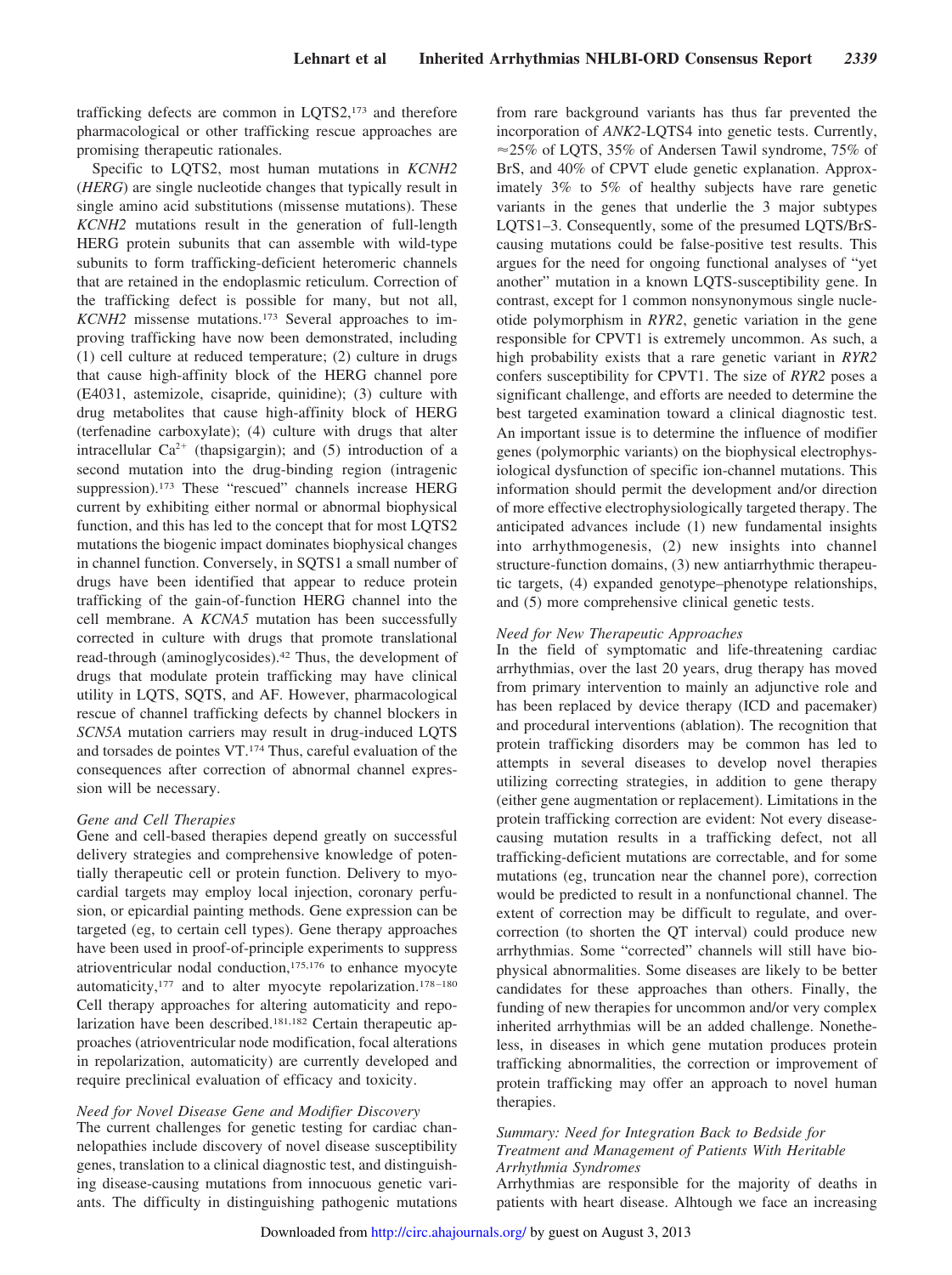trafficking defects are common in LQTS2,[173] and therefore pharmacological or other trafficking rescue approaches are promising therapeutic rationales.

Specific to LQTS2, most human mutations in *KCNH2* (*HERG*) are single nucleotide changes that typically result in single amino acid substitutions (missense mutations). These *KCNH2* mutations result in the generation of full-length HERG protein subunits that can assemble with wild-type subunits to form trafficking-deficient heteromeric channels that are retained in the endoplasmic reticulum. Correction of the trafficking defect is possible for many, but not all, *KCNH2* missense mutations.[173] Several approaches to improving trafficking have now been demonstrated, including (1) cell culture at reduced temperature; (2) culture in drugs that cause high-affinity block of the HERG channel pore (E4031, astemizole, cisapride, quinidine); (3) culture with drug metabolites that cause high-affinity block of HERG (terfenadine carboxylate); (4) culture with drugs that alter intracellular $Ca^{2+}$ (thapsigargin); and (5) introduction of a second mutation into the drug-binding region (intragenic suppression).[173] These "rescued" channels increase HERG current by exhibiting either normal or abnormal biophysical function, and this has led to the concept that for most LQTS2 mutations the biogenic impact dominates biophysical changes in channel function. Conversely, in SQTS1 a small number of drugs have been identified that appear to reduce protein trafficking of the gain-of-function HERG channel into the cell membrane. A *KCNA5* mutation has been successfully corrected in culture with drugs that promote translational read-through (aminoglycosides).[42] Thus, the development of drugs that modulate protein trafficking may have clinical utility in LQTS, SQTS, and AF. However, pharmacological rescue of channel trafficking defects by channel blockers in *SCN5A* mutation carriers may result in drug-induced LQTS and torsades de pointes VT.[174] Thus, careful evaluation of the consequences after correction of abnormal channel expression will be necessary.

*Gene and Cell Therapies*

Gene and cell-based therapies depend greatly on successful delivery strategies and comprehensive knowledge of potentially therapeutic cell or protein function. Delivery to myocardial targets may employ local injection, coronary perfusion, or epicardial painting methods. Gene expression can be targeted (eg, to certain cell types). Gene therapy approaches have been used in proof-of-principle experiments to suppress atrioventricular nodal conduction,[175,176] to enhance myocyte automaticity,[177] and to alter myocyte repolarization.[178–180] Cell therapy approaches for altering automaticity and repolarization have been described.[181,182] Certain therapeutic approaches (atrioventricular node modification, focal alterations in repolarization, automaticity) are currently developed and require preclinical evaluation of efficacy and toxicity.

*Need for Novel Disease Gene and Modifier Discovery*

The current challenges for genetic testing for cardiac channelopathies include discovery of novel disease susceptibility genes, translation to a clinical diagnostic test, and distinguishing disease-causing mutations from innocuous genetic variants. The difficulty in distinguishing pathogenic mutations from rare background variants has thus far prevented the incorporation of *ANK2*-LQTS4 into genetic tests. Currently, ≈25% of LQTS, 35% of Andersen Tawil syndrome, 75% of BrS, and 40% of CPVT elude genetic explanation. Approximately 3% to 5% of healthy subjects have rare genetic variants in the genes that underlie the 3 major subtypes LQTS1–3. Consequently, some of the presumed LQTS/BrS-causing mutations could be false-positive test results. This argues for the need for ongoing functional analyses of "yet another" mutation in a known LQTS-susceptibility gene. In contrast, except for 1 common nonsynonymous single nucleotide polymorphism in *RYR2*, genetic variation in the gene responsible for CPVT1 is extremely uncommon. As such, a high probability exists that a rare genetic variant in *RYR2* confers susceptibility for CPVT1. The size of *RYR2* poses a significant challenge, and efforts are needed to determine the best targeted examination toward a clinical diagnostic test. An important issue is to determine the influence of modifier genes (polymorphic variants) on the biophysical electrophysiological dysfunction of specific ion-channel mutations. This information should permit the development and/or direction of more effective electrophysiologically targeted therapy. The anticipated advances include (1) new fundamental insights into arrhythmogenesis, (2) new insights into channel structure-function domains, (3) new antiarrhythmic therapeutic targets, (4) expanded genotype–phenotype relationships, and (5) more comprehensive clinical genetic tests.

*Need for New Therapeutic Approaches*

In the field of symptomatic and life-threatening cardiac arrhythmias, over the last 20 years, drug therapy has moved from primary intervention to mainly an adjunctive role and has been replaced by device therapy (ICD and pacemaker) and procedural interventions (ablation). The recognition that protein trafficking disorders may be common has led to attempts in several diseases to develop novel therapies utilizing correcting strategies, in addition to gene therapy (either gene augmentation or replacement). Limitations in the protein trafficking correction are evident: Not every disease-causing mutation results in a trafficking defect, not all trafficking-deficient mutations are correctable, and for some mutations (eg, truncation near the channel pore), correction would be predicted to result in a nonfunctional channel. The extent of correction may be difficult to regulate, and overcorrection (to shorten the QT interval) could produce new arrhythmias. Some "corrected" channels will still have biophysical abnormalities. Some diseases are likely to be better candidates for these approaches than others. Finally, the funding of new therapies for uncommon and/or very complex inherited arrhythmias will be an added challenge. Nonetheless, in diseases in which gene mutation produces protein trafficking abnormalities, the correction or improvement of protein trafficking may offer an approach to novel human therapies.

*Summary: Need for Integration Back to Bedside for Treatment and Management of Patients With Heritable Arrhythmia Syndromes*

Arrhythmias are responsible for the majority of deaths in patients with heart disease. Alhtough we face an increasing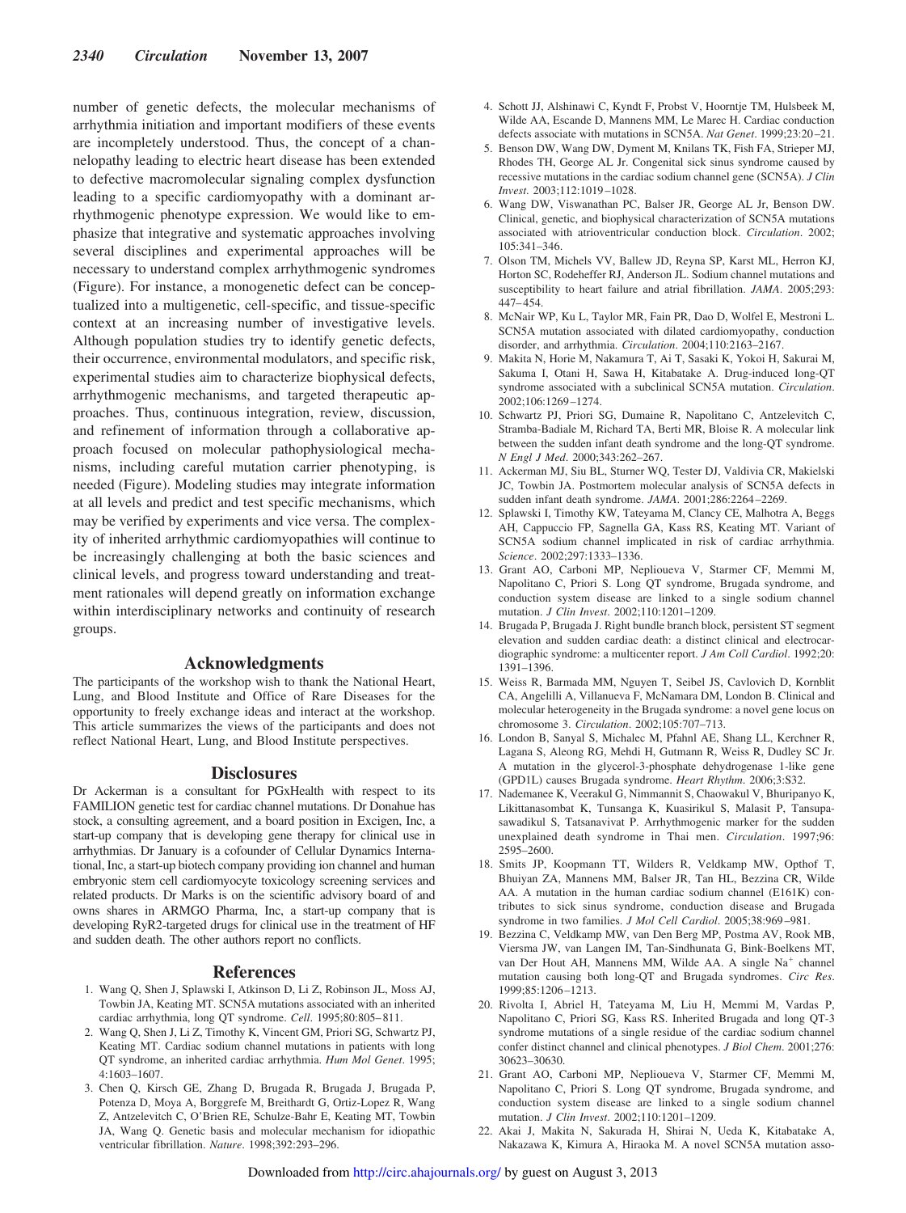number of genetic defects, the molecular mechanisms of arrhythmia initiation and important modifiers of these events are incompletely understood. Thus, the concept of a channelopathy leading to electric heart disease has been extended to defective macromolecular signaling complex dysfunction leading to a specific cardiomyopathy with a dominant arrhythmogenic phenotype expression. We would like to emphasize that integrative and systematic approaches involving several disciplines and experimental approaches will be necessary to understand complex arrhythmogenic syndromes (Figure). For instance, a monogenetic defect can be conceptualized into a multigenetic, cell-specific, and tissue-specific context at an increasing number of investigative levels. Although population studies try to identify genetic defects, their occurrence, environmental modulators, and specific risk, experimental studies aim to characterize biophysical defects, arrhythmogenic mechanisms, and targeted therapeutic approaches. Thus, continuous integration, review, discussion, and refinement of information through a collaborative approach focused on molecular pathophysiological mechanisms, including careful mutation carrier phenotyping, is needed (Figure). Modeling studies may integrate information at all levels and predict and test specific mechanisms, which may be verified by experiments and vice versa. The complexity of inherited arrhythmic cardiomyopathies will continue to be increasingly challenging at both the basic sciences and clinical levels, and progress toward understanding and treatment rationales will depend greatly on information exchange within interdisciplinary networks and continuity of research groups.

## Acknowledgments

The participants of the workshop wish to thank the National Heart, Lung, and Blood Institute and Office of Rare Diseases for the opportunity to freely exchange ideas and interact at the workshop. This article summarizes the views of the participants and does not reflect National Heart, Lung, and Blood Institute perspectives.

## Disclosures

Dr Ackerman is a consultant for PGxHealth with respect to its FAMILION genetic test for cardiac channel mutations. Dr Donahue has stock, a consulting agreement, and a board position in Excigen, Inc, a start-up company that is developing gene therapy for clinical use in arrhythmias. Dr January is a cofounder of Cellular Dynamics International, Inc, a start-up biotech company providing ion channel and human embryonic stem cell cardiomyocyte toxicology screening services and related products. Dr Marks is on the scientific advisory board of and owns shares in ARMGO Pharma, Inc, a start-up company that is developing RyR2-targeted drugs for clinical use in the treatment of HF and sudden death. The other authors report no conflicts.

## References

1. Wang Q, Shen J, Splawski I, Atkinson D, Li Z, Robinson JL, Moss AJ, Towbin JA, Keating MT. SCN5A mutations associated with an inherited cardiac arrhythmia, long QT syndrome. *Cell*. 1995;80:805–811.
2. Wang Q, Shen J, Li Z, Timothy K, Vincent GM, Priori SG, Schwartz PJ, Keating MT. Cardiac sodium channel mutations in patients with long QT syndrome, an inherited cardiac arrhythmia. *Hum Mol Genet*. 1995; 4:1603–1607.
3. Chen Q, Kirsch GE, Zhang D, Brugada R, Brugada J, Brugada P, Potenza D, Moya A, Borggrefe M, Breithardt G, Ortiz-Lopez R, Wang Z, Antzelevitch C, O'Brien RE, Schulze-Bahr E, Keating MT, Towbin JA, Wang Q. Genetic basis and molecular mechanism for idiopathic ventricular fibrillation. *Nature*. 1998;392:293–296.
4. Schott JJ, Alshinawi C, Kyndt F, Probst V, Hoorntje TM, Hulsbeek M, Wilde AA, Escande D, Mannens MM, Le Marec H. Cardiac conduction defects associate with mutations in SCN5A. *Nat Genet*. 1999;23:20–21.
5. Benson DW, Wang DW, Dyment M, Knilans TK, Fish FA, Strieper MJ, Rhodes TH, George AL Jr. Congenital sick sinus syndrome caused by recessive mutations in the cardiac sodium channel gene (SCN5A). *J Clin Invest*. 2003;112:1019–1028.
6. Wang DW, Viswanathan PC, Balser JR, George AL Jr, Benson DW. Clinical, genetic, and biophysical characterization of SCN5A mutations associated with atrioventricular conduction block. *Circulation*. 2002; 105:341–346.
7. Olson TM, Michels VV, Ballew JD, Reyna SP, Karst ML, Herron KJ, Horton SC, Rodeheffer RJ, Anderson JL. Sodium channel mutations and susceptibility to heart failure and atrial fibrillation. *JAMA*. 2005;293: 447–454.
8. McNair WP, Ku L, Taylor MR, Fain PR, Dao D, Wolfel E, Mestroni L. SCN5A mutation associated with dilated cardiomyopathy, conduction disorder, and arrhythmia. *Circulation*. 2004;110:2163–2167.
9. Makita N, Horie M, Nakamura T, Ai T, Sasaki K, Yokoi H, Sakurai M, Sakuma I, Otani H, Sawa H, Kitabatake A. Drug-induced long-QT syndrome associated with a subclinical SCN5A mutation. *Circulation*. 2002;106:1269–1274.
10. Schwartz PJ, Priori SG, Dumaine R, Napolitano C, Antzelevitch C, Stramba-Badiale M, Richard TA, Berti MR, Bloise R. A molecular link between the sudden infant death syndrome and the long-QT syndrome. *N Engl J Med*. 2000;343:262–267.
11. Ackerman MJ, Siu BL, Sturner WQ, Tester DJ, Valdivia CR, Makielski JC, Towbin JA. Postmortem molecular analysis of SCN5A defects in sudden infant death syndrome. *JAMA*. 2001;286:2264–2269.
12. Splawski I, Timothy KW, Tateyama M, Clancy CE, Malhotra A, Beggs AH, Cappuccio FP, Sagnella GA, Kass RS, Keating MT. Variant of SCN5A sodium channel implicated in risk of cardiac arrhythmia. *Science*. 2002;297:1333–1336.
13. Grant AO, Carboni MP, Neplioueva V, Starmer CF, Memmi M, Napolitano C, Priori S. Long QT syndrome, Brugada syndrome, and conduction system disease are linked to a single sodium channel mutation. *J Clin Invest*. 2002;110:1201–1209.
14. Brugada P, Brugada J. Right bundle branch block, persistent ST segment elevation and sudden cardiac death: a distinct clinical and electrocardiographic syndrome: a multicenter report. *J Am Coll Cardiol*. 1992;20: 1391–1396.
15. Weiss R, Barmada MM, Nguyen T, Seibel JS, Cavlovich D, Kornblit CA, Angelilli A, Villanueva F, McNamara DM, London B. Clinical and molecular heterogeneity in the Brugada syndrome: a novel gene locus on chromosome 3. *Circulation*. 2002;105:707–713.
16. London B, Sanyal S, Michalec M, Pfahnl AE, Shang LL, Kerchner R, Lagana S, Aleong RG, Mehdi H, Gutmann R, Weiss R, Dudley SC Jr. A mutation in the glycerol-3-phosphate dehydrogenase 1-like gene (GPD1L) causes Brugada syndrome. *Heart Rhythm*. 2006;3:S32.
17. Nademanee K, Veerakul G, Nimmannit S, Chaowakul V, Bhuripanyo K, Likittanasombat K, Tunsanga K, Kuasirikul S, Malasit P, Tansupasawadikul S, Tatsanavivat P. Arrhythmogenic marker for the sudden unexplained death syndrome in Thai men. *Circulation*. 1997;96: 2595–2600.
18. Smits JP, Koopmann TT, Wilders R, Veldkamp MW, Opthof T, Bhuiyan ZA, Mannens MM, Balser JR, Tan HL, Bezzina CR, Wilde AA. A mutation in the human cardiac sodium channel (E161K) contributes to sick sinus syndrome, conduction disease and Brugada syndrome in two families. *J Mol Cell Cardiol*. 2005;38:969–981.
19. Bezzina C, Veldkamp MW, van Den Berg MP, Postma AV, Rook MB, Viersma JW, van Langen IM, Tan-Sindhunata G, Bink-Boelkens MT, van Der Hout AH, Mannens MM, Wilde AA. A single $Na^{+}$ channel mutation causing both long-QT and Brugada syndromes. *Circ Res*. 1999;85:1206–1213.
20. Rivolta I, Abriel H, Tateyama M, Liu H, Memmi M, Vardas P, Napolitano C, Priori SG, Kass RS. Inherited Brugada and long QT-3 syndrome mutations of a single residue of the cardiac sodium channel confer distinct channel and clinical phenotypes. *J Biol Chem*. 2001;276: 30623–30630.
21. Grant AO, Carboni MP, Neplioueva V, Starmer CF, Memmi M, Napolitano C, Priori S. Long QT syndrome, Brugada syndrome, and conduction system disease are linked to a single sodium channel mutation. *J Clin Invest*. 2002;110:1201–1209.
22. Akai J, Makita N, Sakurada H, Shirai N, Ueda K, Kitabatake A, Nakazawa K, Kimura A, Hiraoka M. A novel SCN5A mutation asso-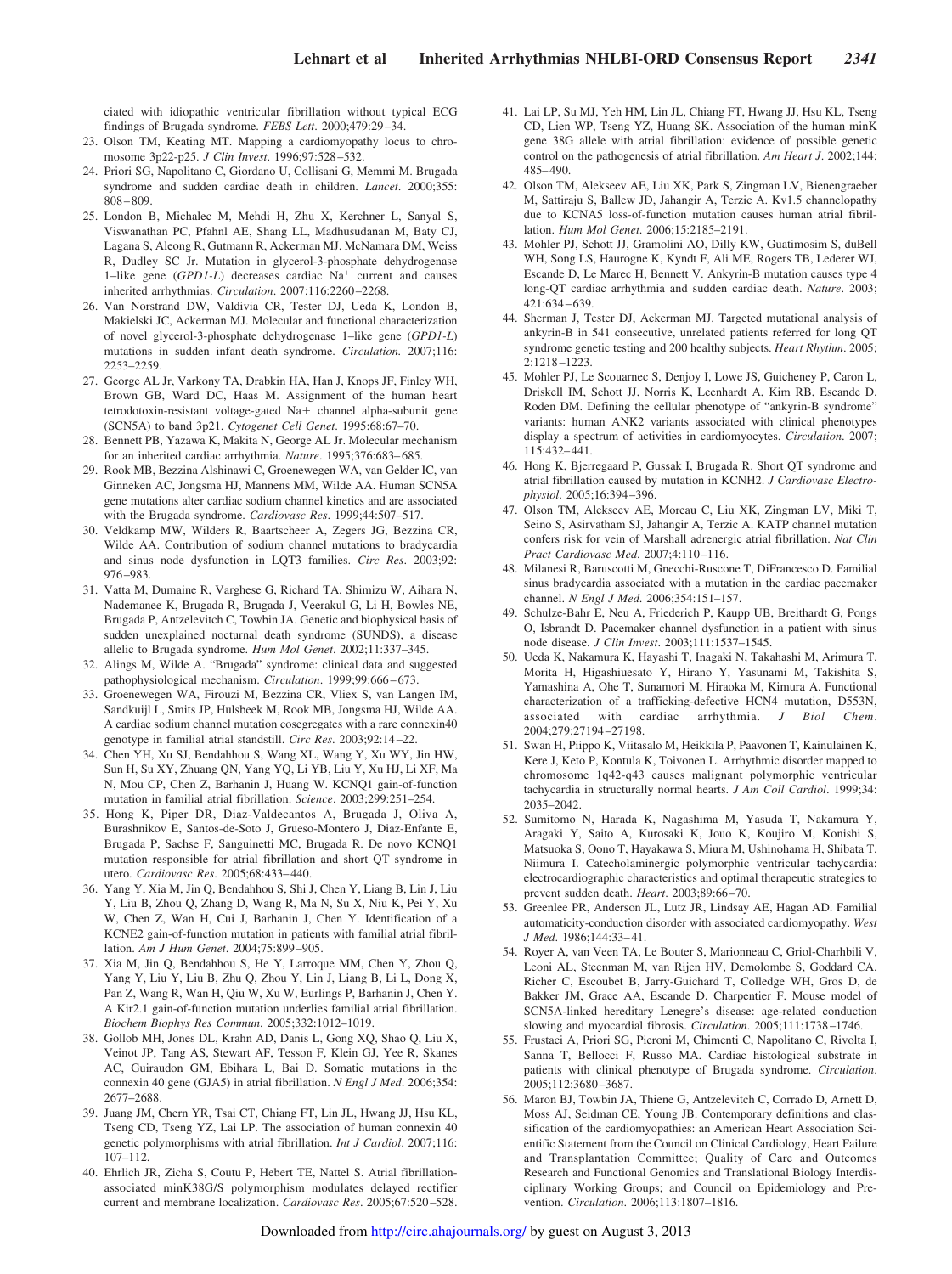ciated with idiopathic ventricular fibrillation without typical ECG findings of Brugada syndrome. *FEBS Lett*. 2000;479:29–34.

23. Olson TM, Keating MT. Mapping a cardiomyopathy locus to chromosome 3p22-p25. *J Clin Invest*. 1996;97:528–532.
24. Priori SG, Napolitano C, Giordano U, Collisani G, Memmi M. Brugada syndrome and sudden cardiac death in children. *Lancet*. 2000;355: 808–809.
25. London B, Michalec M, Mehdi H, Zhu X, Kerchner L, Sanyal S, Viswanathan PC, Pfahnl AE, Shang LL, Madhusudanan M, Baty CJ, Lagana S, Aleong R, Gutmann R, Ackerman MJ, McNamara DM, Weiss R, Dudley SC Jr. Mutation in glycerol-3-phosphate dehydrogenase 1–like gene (*GPD1-L*) decreases cardiac $Na^{+}$ current and causes inherited arrhythmias. *Circulation*. 2007;116:2260–2268.
26. Van Norstrand DW, Valdivia CR, Tester DJ, Ueda K, London B, Makielski JC, Ackerman MJ. Molecular and functional characterization of novel glycerol-3-phosphate dehydrogenase 1–like gene (*GPD1-L*) mutations in sudden infant death syndrome. *Circulation.* 2007;116: 2253–2259.
27. George AL Jr, Varkony TA, Drabkin HA, Han J, Knops JF, Finley WH, Brown GB, Ward DC, Haas M. Assignment of the human heart tetrodotoxin-resistant voltage-gated Na+ channel alpha-subunit gene (SCN5A) to band 3p21. *Cytogenet Cell Genet*. 1995;68:67–70.
28. Bennett PB, Yazawa K, Makita N, George AL Jr. Molecular mechanism for an inherited cardiac arrhythmia. *Nature*. 1995;376:683–685.
29. Rook MB, Bezzina Alshinawi C, Groenewegen WA, van Gelder IC, van Ginneken AC, Jongsma HJ, Mannens MM, Wilde AA. Human SCN5A gene mutations alter cardiac sodium channel kinetics and are associated with the Brugada syndrome. *Cardiovasc Res*. 1999;44:507–517.
30. Veldkamp MW, Wilders R, Baartscheer A, Zegers JG, Bezzina CR, Wilde AA. Contribution of sodium channel mutations to bradycardia and sinus node dysfunction in LQT3 families. *Circ Res*. 2003;92: 976–983.
31. Vatta M, Dumaine R, Varghese G, Richard TA, Shimizu W, Aihara N, Nademanee K, Brugada R, Brugada J, Veerakul G, Li H, Bowles NE, Brugada P, Antzelevitch C, Towbin JA. Genetic and biophysical basis of sudden unexplained nocturnal death syndrome (SUNDS), a disease allelic to Brugada syndrome. *Hum Mol Genet*. 2002;11:337–345.
32. Alings M, Wilde A. "Brugada" syndrome: clinical data and suggested pathophysiological mechanism. *Circulation*. 1999;99:666–673.
33. Groenewegen WA, Firouzi M, Bezzina CR, Vliex S, van Langen IM, Sandkuijl L, Smits JP, Hulsbeek M, Rook MB, Jongsma HJ, Wilde AA. A cardiac sodium channel mutation cosegregates with a rare connexin40 genotype in familial atrial standstill. *Circ Res*. 2003;92:14–22.
34. Chen YH, Xu SJ, Bendahhou S, Wang XL, Wang Y, Xu WY, Jin HW, Sun H, Su XY, Zhuang QN, Yang YQ, Li YB, Liu Y, Xu HJ, Li XF, Ma N, Mou CP, Chen Z, Barhanin J, Huang W. KCNQ1 gain-of-function mutation in familial atrial fibrillation. *Science*. 2003;299:251–254.
35. Hong K, Piper DR, Diaz-Valdecantos A, Brugada J, Oliva A, Burashnikov E, Santos-de-Soto J, Grueso-Montero J, Diaz-Enfante E, Brugada P, Sachse F, Sanguinetti MC, Brugada R. De novo KCNQ1 mutation responsible for atrial fibrillation and short QT syndrome in utero. *Cardiovasc Res*. 2005;68:433–440.
36. Yang Y, Xia M, Jin Q, Bendahhou S, Shi J, Chen Y, Liang B, Lin J, Liu Y, Liu B, Zhou Q, Zhang D, Wang R, Ma N, Su X, Niu K, Pei Y, Xu W, Chen Z, Wan H, Cui J, Barhanin J, Chen Y. Identification of a KCNE2 gain-of-function mutation in patients with familial atrial fibrillation. *Am J Hum Genet*. 2004;75:899–905.
37. Xia M, Jin Q, Bendahhou S, He Y, Larroque MM, Chen Y, Zhou Q, Yang Y, Liu Y, Liu B, Zhu Q, Zhou Y, Lin J, Liang B, Li L, Dong X, Pan Z, Wang R, Wan H, Qiu W, Xu W, Eurlings P, Barhanin J, Chen Y. A Kir2.1 gain-of-function mutation underlies familial atrial fibrillation. *Biochem Biophys Res Commun*. 2005;332:1012–1019.
38. Gollob MH, Jones DL, Krahn AD, Danis L, Gong XQ, Shao Q, Liu X, Veinot JP, Tang AS, Stewart AF, Tesson F, Klein GJ, Yee R, Skanes AC, Guiraudon GM, Ebihara L, Bai D. Somatic mutations in the connexin 40 gene (GJA5) in atrial fibrillation. *N Engl J Med*. 2006;354: 2677–2688.
39. Juang JM, Chern YR, Tsai CT, Chiang FT, Lin JL, Hwang JJ, Hsu KL, Tseng CD, Tseng YZ, Lai LP. The association of human connexin 40 genetic polymorphisms with atrial fibrillation. *Int J Cardiol*. 2007;116: 107–112.
40. Ehrlich JR, Zicha S, Coutu P, Hebert TE, Nattel S. Atrial fibrillation-associated minK38G/S polymorphism modulates delayed rectifier current and membrane localization. *Cardiovasc Res*. 2005;67:520–528.
41. Lai LP, Su MJ, Yeh HM, Lin JL, Chiang FT, Hwang JJ, Hsu KL, Tseng CD, Lien WP, Tseng YZ, Huang SK. Association of the human minK gene 38G allele with atrial fibrillation: evidence of possible genetic control on the pathogenesis of atrial fibrillation. *Am Heart J*. 2002;144: 485–490.
42. Olson TM, Alekseev AE, Liu XK, Park S, Zingman LV, Bienengraeber M, Sattiraju S, Ballew JD, Jahangir A, Terzic A. Kv1.5 channelopathy due to KCNA5 loss-of-function mutation causes human atrial fibrillation. *Hum Mol Genet*. 2006;15:2185–2191.
43. Mohler PJ, Schott JJ, Gramolini AO, Dilly KW, Guatimosim S, duBell WH, Song LS, Haurogne K, Kyndt F, Ali ME, Rogers TB, Lederer WJ, Escande D, Le Marec H, Bennett V. Ankyrin-B mutation causes type 4 long-QT cardiac arrhythmia and sudden cardiac death. *Nature*. 2003; 421:634–639.
44. Sherman J, Tester DJ, Ackerman MJ. Targeted mutational analysis of ankyrin-B in 541 consecutive, unrelated patients referred for long QT syndrome genetic testing and 200 healthy subjects. *Heart Rhythm*. 2005; 2:1218–1223.
45. Mohler PJ, Le Scouarnec S, Denjoy I, Lowe JS, Guicheney P, Caron L, Driskell IM, Schott JJ, Norris K, Leenhardt A, Kim RB, Escande D, Roden DM. Defining the cellular phenotype of "ankyrin-B syndrome" variants: human ANK2 variants associated with clinical phenotypes display a spectrum of activities in cardiomyocytes. *Circulation*. 2007; 115:432–441.
46. Hong K, Bjerregaard P, Gussak I, Brugada R. Short QT syndrome and atrial fibrillation caused by mutation in KCNH2. *J Cardiovasc Electrophysiol*. 2005;16:394–396.
47. Olson TM, Alekseev AE, Moreau C, Liu XK, Zingman LV, Miki T, Seino S, Asirvatham SJ, Jahangir A, Terzic A. KATP channel mutation confers risk for vein of Marshall adrenergic atrial fibrillation. *Nat Clin Pract Cardiovasc Med*. 2007;4:110–116.
48. Milanesi R, Baruscotti M, Gnecchi-Ruscone T, DiFrancesco D. Familial sinus bradycardia associated with a mutation in the cardiac pacemaker channel. *N Engl J Med*. 2006;354:151–157.
49. Schulze-Bahr E, Neu A, Friederich P, Kaupp UB, Breithardt G, Pongs O, Isbrandt D. Pacemaker channel dysfunction in a patient with sinus node disease. *J Clin Invest*. 2003;111:1537–1545.
50. Ueda K, Nakamura K, Hayashi T, Inagaki N, Takahashi M, Arimura T, Morita H, Higashiuesato Y, Hirano Y, Yasunami M, Takishita S, Yamashina A, Ohe T, Sunamori M, Hiraoka M, Kimura A. Functional characterization of a trafficking-defective HCN4 mutation, D553N, associated with cardiac arrhythmia. *J Biol Chem*. 2004;279:27194–27198.
51. Swan H, Piippo K, Viitasalo M, Heikkila P, Paavonen T, Kainulainen K, Kere J, Keto P, Kontula K, Toivonen L. Arrhythmic disorder mapped to chromosome 1q42-q43 causes malignant polymorphic ventricular tachycardia in structurally normal hearts. *J Am Coll Cardiol*. 1999;34: 2035–2042.
52. Sumitomo N, Harada K, Nagashima M, Yasuda T, Nakamura Y, Aragaki Y, Saito A, Kurosaki K, Jouo K, Koujiro M, Konishi S, Matsuoka S, Oono T, Hayakawa S, Miura M, Ushinohama H, Shibata T, Niimura I. Catecholaminergic polymorphic ventricular tachycardia: electrocardiographic characteristics and optimal therapeutic strategies to prevent sudden death. *Heart*. 2003;89:66–70.
53. Greenlee PR, Anderson JL, Lutz JR, Lindsay AE, Hagan AD. Familial automaticity-conduction disorder with associated cardiomyopathy. *West J Med*. 1986;144:33–41.
54. Royer A, van Veen TA, Le Bouter S, Marionneau C, Griol-Charhbili V, Leoni AL, Steenman M, van Rijen HV, Demolombe S, Goddard CA, Richer C, Escoubet B, Jarry-Guichard T, Colledge WH, Gros D, de Bakker JM, Grace AA, Escande D, Charpentier F. Mouse model of SCN5A-linked hereditary Lenegre's disease: age-related conduction slowing and myocardial fibrosis. *Circulation*. 2005;111:1738–1746.
55. Frustaci A, Priori SG, Pieroni M, Chimenti C, Napolitano C, Rivolta I, Sanna T, Bellocci F, Russo MA. Cardiac histological substrate in patients with clinical phenotype of Brugada syndrome. *Circulation*. 2005;112:3680–3687.
56. Maron BJ, Towbin JA, Thiene G, Antzelevitch C, Corrado D, Arnett D, Moss AJ, Seidman CE, Young JB. Contemporary definitions and classification of the cardiomyopathies: an American Heart Association Scientific Statement from the Council on Clinical Cardiology, Heart Failure and Transplantation Committee; Quality of Care and Outcomes Research and Functional Genomics and Translational Biology Interdisciplinary Working Groups; and Council on Epidemiology and Prevention. *Circulation*. 2006;113:1807–1816.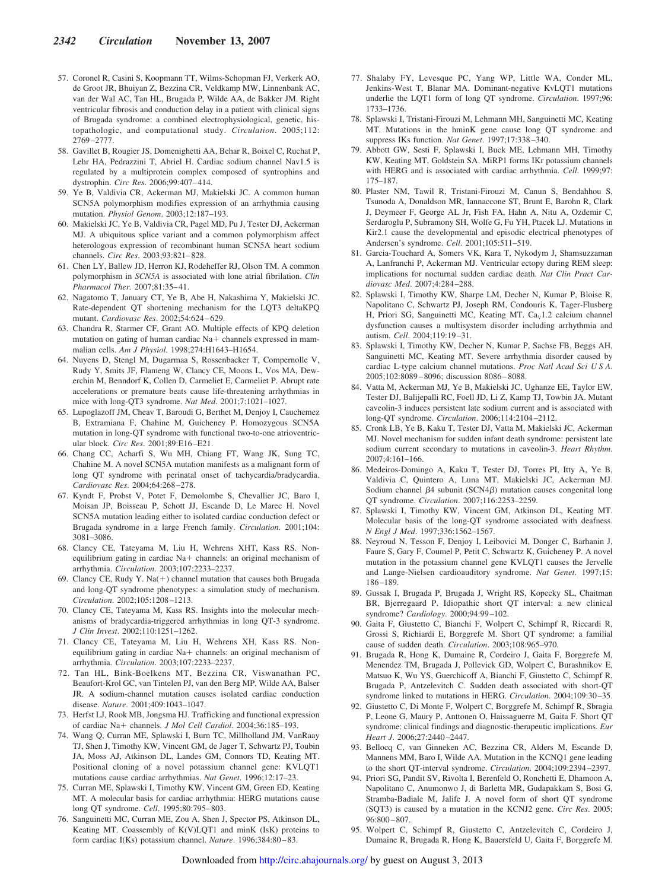57. Coronel R, Casini S, Koopmann TT, Wilms-Schopman FJ, Verkerk AO, de Groot JR, Bhuiyan Z, Bezzina CR, Veldkamp MW, Linnenbank AC, van der Wal AC, Tan HL, Brugada P, Wilde AA, de Bakker JM. Right ventricular fibrosis and conduction delay in a patient with clinical signs of Brugada syndrome: a combined electrophysiological, genetic, histopathologic, and computational study. *Circulation*. 2005;112: 2769–2777.
58. Gavillet B, Rougier JS, Domenighetti AA, Behar R, Boixel C, Ruchat P, Lehr HA, Pedrazzini T, Abriel H. Cardiac sodium channel Nav1.5 is regulated by a multiprotein complex composed of syntrophins and dystrophin. *Circ Res*. 2006;99:407–414.
59. Ye B, Valdivia CR, Ackerman MJ, Makielski JC. A common human SCN5A polymorphism modifies expression of an arrhythmia causing mutation. *Physiol Genom*. 2003;12:187–193.
60. Makielski JC, Ye B, Valdivia CR, Pagel MD, Pu J, Tester DJ, Ackerman MJ. A ubiquitous splice variant and a common polymorphism affect heterologous expression of recombinant human SCN5A heart sodium channels. *Circ Res*. 2003;93:821–828.
61. Chen LY, Ballew JD, Herron KJ, Rodeheffer RJ, Olson TM. A common polymorphism in *SCN5A* is associated with lone atrial fibrilation. *Clin Pharmacol Ther*. 2007;81:35–41.
62. Nagatomo T, January CT, Ye B, Abe H, Nakashima Y, Makielski JC. Rate-dependent QT shortening mechanism for the LQT3 deltaKPQ mutant. *Cardiovasc Res*. 2002;54:624–629.
63. Chandra R, Starmer CF, Grant AO. Multiple effects of KPQ deletion mutation on gating of human cardiac Na+ channels expressed in mammalian cells. *Am J Physiol*. 1998;274:H1643–H1654.
64. Nuyens D, Stengl M, Dugarmaa S, Rossenbacker T, Compernolle V, Rudy Y, Smits JF, Flameng W, Clancy CE, Moons L, Vos MA, Dewerchin M, Benndorf K, Collen D, Carmeliet E, Carmeliet P. Abrupt rate accelerations or premature beats cause life-threatening arrhythmias in mice with long-QT3 syndrome. *Nat Med*. 2001;7:1021–1027.
65. Lupoglazoff JM, Cheav T, Baroudi G, Berthet M, Denjoy I, Cauchemez B, Extramiana F, Chahine M, Guicheney P. Homozygous SCN5A mutation in long-QT syndrome with functional two-to-one atrioventricular block. *Circ Res*. 2001;89:E16–E21.
66. Chang CC, Acharfi S, Wu MH, Chiang FT, Wang JK, Sung TC, Chahine M. A novel SCN5A mutation manifests as a malignant form of long QT syndrome with perinatal onset of tachycardia/bradycardia. *Cardiovasc Res*. 2004;64:268–278.
67. Kyndt F, Probst V, Potet F, Demolombe S, Chevallier JC, Baro I, Moisan JP, Boisseau P, Schott JJ, Escande D, Le Marec H. Novel SCN5A mutation leading either to isolated cardiac conduction defect or Brugada syndrome in a large French family. *Circulation*. 2001;104: 3081–3086.
68. Clancy CE, Tateyama M, Liu H, Wehrens XHT, Kass RS. Non-equilibrium gating in cardiac Na+ channels: an original mechanism of arrhythmia. *Circulation*. 2003;107:2233–2237.
69. Clancy CE, Rudy Y. Na(+) channel mutation that causes both Brugada and long-QT syndrome phenotypes: a simulation study of mechanism. *Circulation*. 2002;105:1208–1213.
70. Clancy CE, Tateyama M, Kass RS. Insights into the molecular mechanisms of bradycardia-triggered arrhythmias in long QT-3 syndrome. *J Clin Invest*. 2002;110:1251–1262.
71. Clancy CE, Tateyama M, Liu H, Wehrens XH, Kass RS. Non-equilibrium gating in cardiac Na+ channels: an original mechanism of arrhythmia. *Circulation*. 2003;107:2233–2237.
72. Tan HL, Bink-Boelkens MT, Bezzina CR, Viswanathan PC, Beaufort-Krol GC, van Tintelen PJ, van den Berg MP, Wilde AA, Balser JR. A sodium-channel mutation causes isolated cardiac conduction disease. *Nature*. 2001;409:1043–1047.
73. Herfst LJ, Rook MB, Jongsma HJ. Trafficking and functional expression of cardiac Na+ channels. *J Mol Cell Cardiol*. 2004;36:185–193.
74. Wang Q, Curran ME, Splawski I, Burn TC, Millholland JM, VanRaay TJ, Shen J, Timothy KW, Vincent GM, de Jager T, Schwartz PJ, Toubin JA, Moss AJ, Atkinson DL, Landes GM, Connors TD, Keating MT. Positional cloning of a novel potassium channel gene: KVLQT1 mutations cause cardiac arrhythmias. *Nat Genet*. 1996;12:17–23.
75. Curran ME, Splawski I, Timothy KW, Vincent GM, Green ED, Keating MT. A molecular basis for cardiac arrhythmia: HERG mutations cause long QT syndrome. *Cell*. 1995;80:795–803.
76. Sanguinetti MC, Curran ME, Zou A, Shen J, Spector PS, Atkinson DL, Keating MT. Coassembly of K(V)LQT1 and minK (IsK) proteins to form cardiac I(Ks) potassium channel. *Nature*. 1996;384:80–83.
77. Shalaby FY, Levesque PC, Yang WP, Little WA, Conder ML, Jenkins-West T, Blanar MA. Dominant-negative KvLQT1 mutations underlie the LQT1 form of long QT syndrome. *Circulation*. 1997;96: 1733–1736.
78. Splawski I, Tristani-Firouzi M, Lehmann MH, Sanguinetti MC, Keating MT. Mutations in the hminK gene cause long QT syndrome and suppress IKs function. *Nat Genet*. 1997;17:338–340.
79. Abbott GW, Sesti F, Splawski I, Buck ME, Lehmann MH, Timothy KW, Keating MT, Goldstein SA. MiRP1 forms IKr potassium channels with HERG and is associated with cardiac arrhythmia. *Cell*. 1999;97: 175–187.
80. Plaster NM, Tawil R, Tristani-Firouzi M, Canun S, Bendahhou S, Tsunoda A, Donaldson MR, Iannaccone ST, Brunt E, Barohn R, Clark J, Deymeer F, George AL Jr, Fish FA, Hahn A, Nitu A, Ozdemir C, Serdaroglu P, Subramony SH, Wolfe G, Fu YH, Ptacek LJ. Mutations in Kir2.1 cause the developmental and episodic electrical phenotypes of Andersen's syndrome. *Cell*. 2001;105:511–519.
81. Garcia-Touchard A, Somers VK, Kara T, Nykodym J, Shamsuzzaman A, Lanfranchi P, Ackerman MJ. Ventricular ectopy during REM sleep: implications for nocturnal sudden cardiac death. *Nat Clin Pract Cardiovasc Med*. 2007;4:284–288.
82. Splawski I, Timothy KW, Sharpe LM, Decher N, Kumar P, Bloise R, Napolitano C, Schwartz PJ, Joseph RM, Condouris K, Tager-Flusberg H, Priori SG, Sanguinetti MC, Keating MT. $Ca_v1.2$ calcium channel dysfunction causes a multisystem disorder including arrhythmia and autism. *Cell*. 2004;119:19–31.
83. Splawski I, Timothy KW, Decher N, Kumar P, Sachse FB, Beggs AH, Sanguinetti MC, Keating MT. Severe arrhythmia disorder caused by cardiac L-type calcium channel mutations. *Proc Natl Acad Sci U S A*. 2005;102:8089–8096; discussion 8086–8088.
84. Vatta M, Ackerman MJ, Ye B, Makielski JC, Ughanze EE, Taylor EW, Tester DJ, Balijepalli RC, Foell JD, Li Z, Kamp TJ, Towbin JA. Mutant caveolin-3 induces persistent late sodium current and is associated with long-QT syndrome. *Circulation*. 2006;114:2104–2112.
85. Cronk LB, Ye B, Kaku T, Tester DJ, Vatta M, Makielski JC, Ackerman MJ. Novel mechanism for sudden infant death syndrome: persistent late sodium current secondary to mutations in caveolin-3. *Heart Rhythm*. 2007;4:161–166.
86. Medeiros-Domingo A, Kaku T, Tester DJ, Torres PI, Itty A, Ye B, Valdivia C, Quintero A, Luna MT, Makielski JC, Ackerman MJ. Sodium channel β4 subunit (SCN4β) mutation causes congenital long QT syndrome. *Circulation*. 2007;116:2253–2259.
87. Splawski I, Timothy KW, Vincent GM, Atkinson DL, Keating MT. Molecular basis of the long-QT syndrome associated with deafness. *N Engl J Med*. 1997;336:1562–1567.
88. Neyroud N, Tesson F, Denjoy I, Leibovici M, Donger C, Barhanin J, Faure S, Gary F, Coumel P, Petit C, Schwartz K, Guicheney P. A novel mutation in the potassium channel gene KVLQT1 causes the Jervelle and Lange-Nielsen cardioauditory syndrome. *Nat Genet*. 1997;15: 186–189.
89. Gussak I, Brugada P, Brugada J, Wright RS, Kopecky SL, Chaitman BR, Bjerregaard P. Idiopathic short QT interval: a new clinical syndrome? *Cardiology*. 2000;94:99–102.
90. Gaita F, Giustetto C, Bianchi F, Wolpert C, Schimpf R, Riccardi R, Grossi S, Richiardi E, Borggrefe M. Short QT syndrome: a familial cause of sudden death. *Circulation*. 2003;108:965–970.
91. Brugada R, Hong K, Dumaine R, Cordeiro J, Gaita F, Borggrefe M, Menendez TM, Brugada J, Pollevick GD, Wolpert C, Burashnikov E, Matsuo K, Wu YS, Guerchicoff A, Bianchi F, Giustetto C, Schimpf R, Brugada P, Antzelevitch C. Sudden death associated with short-QT syndrome linked to mutations in HERG. *Circulation*. 2004;109:30–35.
92. Giustetto C, Di Monte F, Wolpert C, Borggrefe M, Schimpf R, Sbragia P, Leone G, Maury P, Anttonen O, Haissaguerre M, Gaita F. Short QT syndrome: clinical findings and diagnostic-therapeutic implications. *Eur Heart J*. 2006;27:2440–2447.
93. Bellocq C, van Ginneken AC, Bezzina CR, Alders M, Escande D, Mannens MM, Baro I, Wilde AA. Mutation in the KCNQ1 gene leading to the short QT-interval syndrome. *Circulation*. 2004;109:2394–2397.
94. Priori SG, Pandit SV, Rivolta I, Berenfeld O, Ronchetti E, Dhamoon A, Napolitano C, Anumonwo J, di Barletta MR, Gudapakkam S, Bosi G, Stramba-Badiale M, Jalife J. A novel form of short QT syndrome (SQT3) is caused by a mutation in the KCNJ2 gene. *Circ Res*. 2005; 96:800–807.
95. Wolpert C, Schimpf R, Giustetto C, Antzelevitch C, Cordeiro J, Dumaine R, Brugada R, Hong K, Bauersfeld U, Gaita F, Borggrefe M.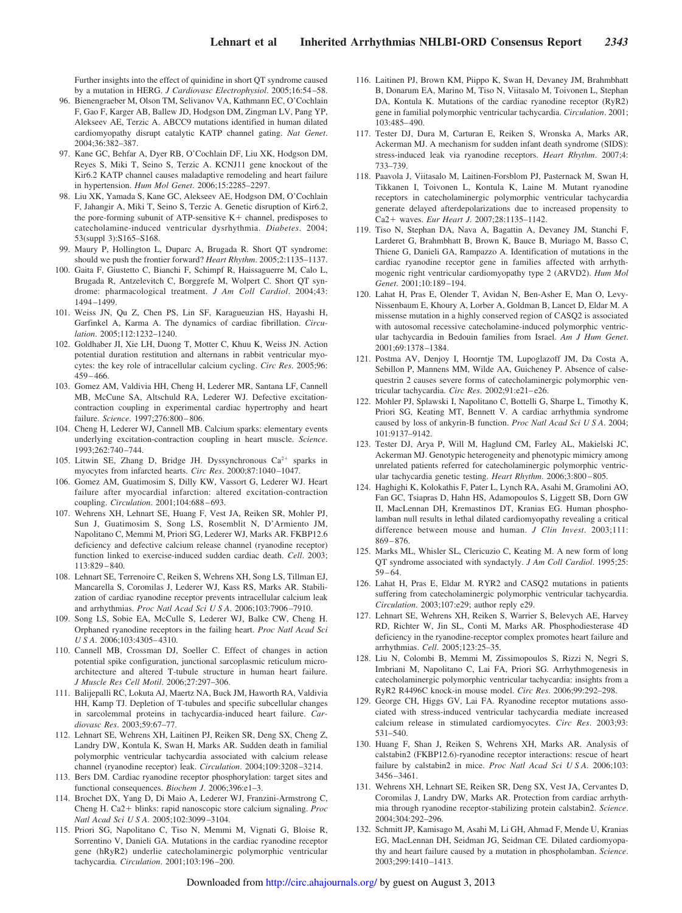Further insights into the effect of quinidine in short QT syndrome caused by a mutation in HERG. *J Cardiovasc Electrophysiol*. 2005;16:54–58.

96. Bienengraeber M, Olson TM, Selivanov VA, Kathmann EC, O'Cochlain F, Gao F, Karger AB, Ballew JD, Hodgson DM, Zingman LV, Pang YP, Alekseev AE, Terzic A. ABCC9 mutations identified in human dilated cardiomyopathy disrupt catalytic KATP channel gating. *Nat Genet*. 2004;36:382–387.
97. Kane GC, Behfar A, Dyer RB, O'Cochlain DF, Liu XK, Hodgson DM, Reyes S, Miki T, Seino S, Terzic A. KCNJ11 gene knockout of the Kir6.2 KATP channel causes maladaptive remodeling and heart failure in hypertension. *Hum Mol Genet*. 2006;15:2285–2297.
98. Liu XK, Yamada S, Kane GC, Alekseev AE, Hodgson DM, O'Cochlain F, Jahangir A, Miki T, Seino S, Terzic A. Genetic disruption of Kir6.2, the pore-forming subunit of ATP-sensitive K+ channel, predisposes to catecholamine-induced ventricular dysrhythmia. *Diabetes*. 2004; 53(suppl 3):S165–S168.
99. Maury P, Hollington L, Duparc A, Brugada R. Short QT syndrome: should we push the frontier forward? *Heart Rhythm*. 2005;2:1135–1137.
100. Gaita F, Giustetto C, Bianchi F, Schimpf R, Haissaguerre M, Calo L, Brugada R, Antzelevitch C, Borggrefe M, Wolpert C. Short QT syndrome: pharmacological treatment. *J Am Coll Cardiol*. 2004;43: 1494–1499.
101. Weiss JN, Qu Z, Chen PS, Lin SF, Karagueuzian HS, Hayashi H, Garfinkel A, Karma A. The dynamics of cardiac fibrillation. *Circulation*. 2005;112:1232–1240.
102. Goldhaber JI, Xie LH, Duong T, Motter C, Khuu K, Weiss JN. Action potential duration restitution and alternans in rabbit ventricular myocytes: the key role of intracellular calcium cycling. *Circ Res*. 2005;96: 459–466.
103. Gomez AM, Valdivia HH, Cheng H, Lederer MR, Santana LF, Cannell MB, McCune SA, Altschuld RA, Lederer WJ. Defective excitation-contraction coupling in experimental cardiac hypertrophy and heart failure. *Science*. 1997;276:800–806.
104. Cheng H, Lederer WJ, Cannell MB. Calcium sparks: elementary events underlying excitation-contraction coupling in heart muscle. *Science*. 1993;262:740–744.
105. Litwin SE, Zhang D, Bridge JH. Dyssynchronous $Ca^{2+}$ sparks in myocytes from infarcted hearts. *Circ Res*. 2000;87:1040–1047.
106. Gomez AM, Guatimosim S, Dilly KW, Vassort G, Lederer WJ. Heart failure after myocardial infarction: altered excitation-contraction coupling. *Circulation*. 2001;104:688–693.
107. Wehrens XH, Lehnart SE, Huang F, Vest JA, Reiken SR, Mohler PJ, Sun J, Guatimosim S, Song LS, Rosemblit N, D'Armiento JM, Napolitano C, Memmi M, Priori SG, Lederer WJ, Marks AR. FKBP12.6 deficiency and defective calcium release channel (ryanodine receptor) function linked to exercise-induced sudden cardiac death. *Cell*. 2003; 113:829–840.
108. Lehnart SE, Terrenoire C, Reiken S, Wehrens XH, Song LS, Tillman EJ, Mancarella S, Coromilas J, Lederer WJ, Kass RS, Marks AR. Stabilization of cardiac ryanodine receptor prevents intracellular calcium leak and arrhythmias. *Proc Natl Acad Sci U S A*. 2006;103:7906–7910.
109. Song LS, Sobie EA, McCulle S, Lederer WJ, Balke CW, Cheng H. Orphaned ryanodine receptors in the failing heart. *Proc Natl Acad Sci U S A*. 2006;103:4305–4310.
110. Cannell MB, Crossman DJ, Soeller C. Effect of changes in action potential spike configuration, junctional sarcoplasmic reticulum microarchitecture and altered T-tubule structure in human heart failure. *J Muscle Res Cell Motil*. 2006;27:297–306.
111. Balijepalli RC, Lokuta AJ, Maertz NA, Buck JM, Haworth RA, Valdivia HH, Kamp TJ. Depletion of T-tubules and specific subcellular changes in sarcolemmal proteins in tachycardia-induced heart failure. *Cardiovasc Res*. 2003;59:67–77.
112. Lehnart SE, Wehrens XH, Laitinen PJ, Reiken SR, Deng SX, Cheng Z, Landry DW, Kontula K, Swan H, Marks AR. Sudden death in familial polymorphic ventricular tachycardia associated with calcium release channel (ryanodine receptor) leak. *Circulation*. 2004;109:3208–3214.
113. Bers DM. Cardiac ryanodine receptor phosphorylation: target sites and functional consequences. *Biochem J*. 2006;396:e1–3.
114. Brochet DX, Yang D, Di Maio A, Lederer WJ, Franzini-Armstrong C, Cheng H. Ca2+ blinks: rapid nanoscopic store calcium signaling. *Proc Natl Acad Sci U S A*. 2005;102:3099–3104.
115. Priori SG, Napolitano C, Tiso N, Memmi M, Vignati G, Bloise R, Sorrentino V, Danieli GA. Mutations in the cardiac ryanodine receptor gene (hRyR2) underlie catecholaminergic polymorphic ventricular tachycardia. *Circulation*. 2001;103:196–200.
116. Laitinen PJ, Brown KM, Piippo K, Swan H, Devaney JM, Brahmbhatt B, Donarum EA, Marino M, Tiso N, Viitasalo M, Toivonen L, Stephan DA, Kontula K. Mutations of the cardiac ryanodine receptor (RyR2) gene in familial polymorphic ventricular tachycardia. *Circulation*. 2001; 103:485–490.
117. Tester DJ, Dura M, Carturan E, Reiken S, Wronska A, Marks AR, Ackerman MJ. A mechanism for sudden infant death syndrome (SIDS): stress-induced leak via ryanodine receptors. *Heart Rhythm*. 2007;4: 733–739.
118. Paavola J, Viitasalo M, Laitinen-Forsblom PJ, Pasternack M, Swan H, Tikkanen I, Toivonen L, Kontula K, Laine M. Mutant ryanodine receptors in catecholaminergic polymorphic ventricular tachycardia generate delayed afterdepolarizations due to increased propensity to Ca2+ waves. *Eur Heart J*. 2007;28:1135–1142.
119. Tiso N, Stephan DA, Nava A, Bagattin A, Devaney JM, Stanchi F, Larderet G, Brahmbhatt B, Brown K, Bauce B, Muriago M, Basso C, Thiene G, Danieli GA, Rampazzo A. Identification of mutations in the cardiac ryanodine receptor gene in families affected with arrhythmogenic right ventricular cardiomyopathy type 2 (ARVD2). *Hum Mol Genet*. 2001;10:189–194.
120. Lahat H, Pras E, Olender T, Avidan N, Ben-Asher E, Man O, Levy-Nissenbaum E, Khoury A, Lorber A, Goldman B, Lancet D, Eldar M. A missense mutation in a highly conserved region of CASQ2 is associated with autosomal recessive catecholamine-induced polymorphic ventricular tachycardia in Bedouin families from Israel. *Am J Hum Genet*. 2001;69:1378–1384.
121. Postma AV, Denjoy I, Hoorntje TM, Lupoglazoff JM, Da Costa A, Sebillon P, Mannens MM, Wilde AA, Guicheney P. Absence of calsequestrin 2 causes severe forms of catecholaminergic polymorphic ventricular tachycardia. *Circ Res*. 2002;91:e21–e26.
122. Mohler PJ, Splawski I, Napolitano C, Bottelli G, Sharpe L, Timothy K, Priori SG, Keating MT, Bennett V. A cardiac arrhythmia syndrome caused by loss of ankyrin-B function. *Proc Natl Acad Sci U S A*. 2004; 101:9137–9142.
123. Tester DJ, Arya P, Will M, Haglund CM, Farley AL, Makielski JC, Ackerman MJ. Genotypic heterogeneity and phenotypic mimicry among unrelated patients referred for catecholaminergic polymorphic ventricular tachycardia genetic testing. *Heart Rhythm*. 2006;3:800–805.
124. Haghighi K, Kolokathis F, Pater L, Lynch RA, Asahi M, Gramolini AO, Fan GC, Tsiapras D, Hahn HS, Adamopoulos S, Liggett SB, Dorn GW II, MacLennan DH, Kremastinos DT, Kranias EG. Human phospholamban null results in lethal dilated cardiomyopathy revealing a critical difference between mouse and human. *J Clin Invest*. 2003;111: 869–876.
125. Marks ML, Whisler SL, Clericuzio C, Keating M. A new form of long QT syndrome associated with syndactyly. *J Am Coll Cardiol*. 1995;25: 59–64.
126. Lahat H, Pras E, Eldar M. RYR2 and CASQ2 mutations in patients suffering from catecholaminergic polymorphic ventricular tachycardia. *Circulation*. 2003;107:e29; author reply e29.
127. Lehnart SE, Wehrens XH, Reiken S, Warrier S, Belevych AE, Harvey RD, Richter W, Jin SL, Conti M, Marks AR. Phosphodiesterase 4D deficiency in the ryanodine-receptor complex promotes heart failure and arrhythmias. *Cell*. 2005;123:25–35.
128. Liu N, Colombi B, Memmi M, Zissimopoulos S, Rizzi N, Negri S, Imbriani M, Napolitano C, Lai FA, Priori SG. Arrhythmogenesis in catecholaminergic polymorphic ventricular tachycardia: insights from a RyR2 R4496C knock-in mouse model. *Circ Res*. 2006;99:292–298.
129. George CH, Higgs GV, Lai FA. Ryanodine receptor mutations associated with stress-induced ventricular tachycardia mediate increased calcium release in stimulated cardiomyocytes. *Circ Res*. 2003;93: 531–540.
130. Huang F, Shan J, Reiken S, Wehrens XH, Marks AR. Analysis of calstabin2 (FKBP12.6)-ryanodine receptor interactions: rescue of heart failure by calstabin2 in mice. *Proc Natl Acad Sci U S A*. 2006;103: 3456–3461.
131. Wehrens XH, Lehnart SE, Reiken SR, Deng SX, Vest JA, Cervantes D, Coromilas J, Landry DW, Marks AR. Protection from cardiac arrhythmia through ryanodine receptor-stabilizing protein calstabin2. *Science*. 2004;304:292–296.
132. Schmitt JP, Kamisago M, Asahi M, Li GH, Ahmad F, Mende U, Kranias EG, MacLennan DH, Seidman JG, Seidman CE. Dilated cardiomyopathy and heart failure caused by a mutation in phospholamban. *Science*. 2003;299:1410–1413.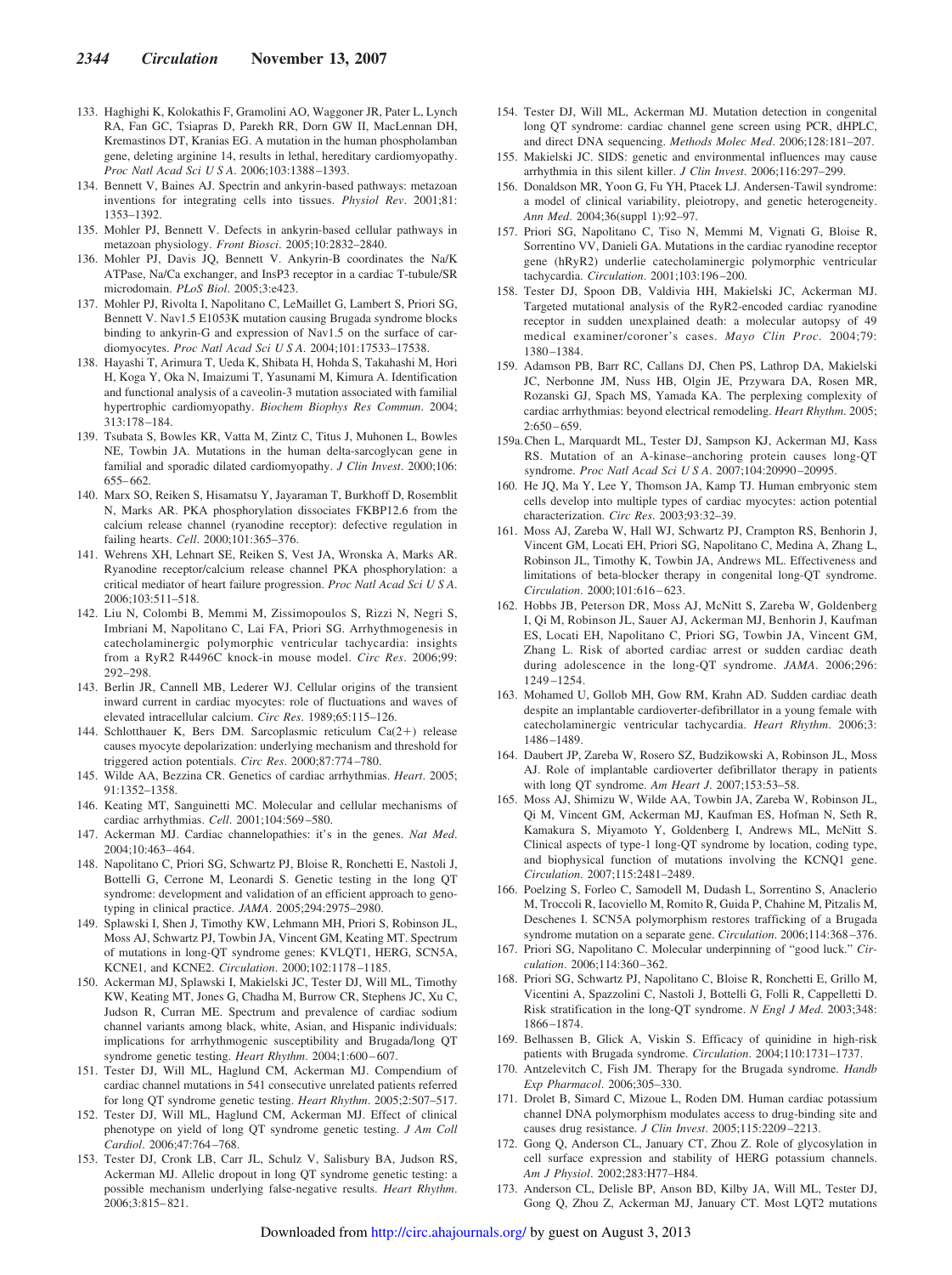133. Haghighi K, Kolokathis F, Gramolini AO, Waggoner JR, Pater L, Lynch RA, Fan GC, Tsiapras D, Parekh RR, Dorn GW II, MacLennan DH, Kremastinos DT, Kranias EG. A mutation in the human phospholamban gene, deleting arginine 14, results in lethal, hereditary cardiomyopathy. *Proc Natl Acad Sci U S A*. 2006;103:1388–1393.
134. Bennett V, Baines AJ. Spectrin and ankyrin-based pathways: metazoan inventions for integrating cells into tissues. *Physiol Rev*. 2001;81: 1353–1392.
135. Mohler PJ, Bennett V. Defects in ankyrin-based cellular pathways in metazoan physiology. *Front Biosci*. 2005;10:2832–2840.
136. Mohler PJ, Davis JQ, Bennett V. Ankyrin-B coordinates the Na/K ATPase, Na/Ca exchanger, and InsP3 receptor in a cardiac T-tubule/SR microdomain. *PLoS Biol*. 2005;3:e423.
137. Mohler PJ, Rivolta I, Napolitano C, LeMaillet G, Lambert S, Priori SG, Bennett V. Nav1.5 E1053K mutation causing Brugada syndrome blocks binding to ankyrin-G and expression of Nav1.5 on the surface of cardiomyocytes. *Proc Natl Acad Sci U S A*. 2004;101:17533–17538.
138. Hayashi T, Arimura T, Ueda K, Shibata H, Hohda S, Takahashi M, Hori H, Koga Y, Oka N, Imaizumi T, Yasunami M, Kimura A. Identification and functional analysis of a caveolin-3 mutation associated with familial hypertrophic cardiomyopathy. *Biochem Biophys Res Commun*. 2004; 313:178–184.
139. Tsubata S, Bowles KR, Vatta M, Zintz C, Titus J, Muhonen L, Bowles NE, Towbin JA. Mutations in the human delta-sarcoglycan gene in familial and sporadic dilated cardiomyopathy. *J Clin Invest*. 2000;106: 655–662.
140. Marx SO, Reiken S, Hisamatsu Y, Jayaraman T, Burkhoff D, Rosemblit N, Marks AR. PKA phosphorylation dissociates FKBP12.6 from the calcium release channel (ryanodine receptor): defective regulation in failing hearts. *Cell*. 2000;101:365–376.
141. Wehrens XH, Lehnart SE, Reiken S, Vest JA, Wronska A, Marks AR. Ryanodine receptor/calcium release channel PKA phosphorylation: a critical mediator of heart failure progression. *Proc Natl Acad Sci U S A*. 2006;103:511–518.
142. Liu N, Colombi B, Memmi M, Zissimopoulos S, Rizzi N, Negri S, Imbriani M, Napolitano C, Lai FA, Priori SG. Arrhythmogenesis in catecholaminergic polymorphic ventricular tachycardia: insights from a RyR2 R4496C knock-in mouse model. *Circ Res*. 2006;99: 292–298.
143. Berlin JR, Cannell MB, Lederer WJ. Cellular origins of the transient inward current in cardiac myocytes: role of fluctuations and waves of elevated intracellular calcium. *Circ Res*. 1989;65:115–126.
144. Schlotthauer K, Bers DM. Sarcoplasmic reticulum Ca(2+) release causes myocyte depolarization: underlying mechanism and threshold for triggered action potentials. *Circ Res*. 2000;87:774–780.
145. Wilde AA, Bezzina CR. Genetics of cardiac arrhythmias. *Heart*. 2005; 91:1352–1358.
146. Keating MT, Sanguinetti MC. Molecular and cellular mechanisms of cardiac arrhythmias. *Cell*. 2001;104:569–580.
147. Ackerman MJ. Cardiac channelopathies: it's in the genes. *Nat Med*. 2004;10:463–464.
148. Napolitano C, Priori SG, Schwartz PJ, Bloise R, Ronchetti E, Nastoli J, Bottelli G, Cerrone M, Leonardi S. Genetic testing in the long QT syndrome: development and validation of an efficient approach to genotyping in clinical practice. *JAMA*. 2005;294:2975–2980.
149. Splawski I, Shen J, Timothy KW, Lehmann MH, Priori S, Robinson JL, Moss AJ, Schwartz PJ, Towbin JA, Vincent GM, Keating MT. Spectrum of mutations in long-QT syndrome genes: KVLQT1, HERG, SCN5A, KCNE1, and KCNE2. *Circulation*. 2000;102:1178–1185.
150. Ackerman MJ, Splawski I, Makielski JC, Tester DJ, Will ML, Timothy KW, Keating MT, Jones G, Chadha M, Burrow CR, Stephens JC, Xu C, Judson R, Curran ME. Spectrum and prevalence of cardiac sodium channel variants among black, white, Asian, and Hispanic individuals: implications for arrhythmogenic susceptibility and Brugada/long QT syndrome genetic testing. *Heart Rhythm*. 2004;1:600–607.
151. Tester DJ, Will ML, Haglund CM, Ackerman MJ. Compendium of cardiac channel mutations in 541 consecutive unrelated patients referred for long QT syndrome genetic testing. *Heart Rhythm*. 2005;2:507–517.
152. Tester DJ, Will ML, Haglund CM, Ackerman MJ. Effect of clinical phenotype on yield of long QT syndrome genetic testing. *J Am Coll Cardiol*. 2006;47:764–768.
153. Tester DJ, Cronk LB, Carr JL, Schulz V, Salisbury BA, Judson RS, Ackerman MJ. Allelic dropout in long QT syndrome genetic testing: a possible mechanism underlying false-negative results. *Heart Rhythm*. 2006;3:815–821.
154. Tester DJ, Will ML, Ackerman MJ. Mutation detection in congenital long QT syndrome: cardiac channel gene screen using PCR, dHPLC, and direct DNA sequencing. *Methods Molec Med*. 2006;128:181–207.
155. Makielski JC. SIDS: genetic and environmental influences may cause arrhythmia in this silent killer. *J Clin Invest*. 2006;116:297–299.
156. Donaldson MR, Yoon G, Fu YH, Ptacek LJ. Andersen-Tawil syndrome: a model of clinical variability, pleiotropy, and genetic heterogeneity. *Ann Med*. 2004;36(suppl 1):92–97.
157. Priori SG, Napolitano C, Tiso N, Memmi M, Vignati G, Bloise R, Sorrentino VV, Danieli GA. Mutations in the cardiac ryanodine receptor gene (hRyR2) underlie catecholaminergic polymorphic ventricular tachycardia. *Circulation*. 2001;103:196–200.
158. Tester DJ, Spoon DB, Valdivia HH, Makielski JC, Ackerman MJ. Targeted mutational analysis of the RyR2-encoded cardiac ryanodine receptor in sudden unexplained death: a molecular autopsy of 49 medical examiner/coroner's cases. *Mayo Clin Proc*. 2004;79: 1380–1384.
159. Adamson PB, Barr RC, Callans DJ, Chen PS, Lathrop DA, Makielski JC, Nerbonne JM, Nuss HB, Olgin JE, Przywara DA, Rosen MR, Rozanski GJ, Spach MS, Yamada KA. The perplexing complexity of cardiac arrhythmias: beyond electrical remodeling. *Heart Rhythm*. 2005; 2:650–659.

159a. Chen L, Marquardt ML, Tester DJ, Sampson KJ, Ackerman MJ, Kass RS. Mutation of an A-kinase–anchoring protein causes long-QT syndrome. *Proc Natl Acad Sci U S A*. 2007;104:20990–20995.

160. He JQ, Ma Y, Lee Y, Thomson JA, Kamp TJ. Human embryonic stem cells develop into multiple types of cardiac myocytes: action potential characterization. *Circ Res*. 2003;93:32–39.
161. Moss AJ, Zareba W, Hall WJ, Schwartz PJ, Crampton RS, Benhorin J, Vincent GM, Locati EH, Priori SG, Napolitano C, Medina A, Zhang L, Robinson JL, Timothy K, Towbin JA, Andrews ML. Effectiveness and limitations of beta-blocker therapy in congenital long-QT syndrome. *Circulation*. 2000;101:616–623.
162. Hobbs JB, Peterson DR, Moss AJ, McNitt S, Zareba W, Goldenberg I, Qi M, Robinson JL, Sauer AJ, Ackerman MJ, Benhorin J, Kaufman ES, Locati EH, Napolitano C, Priori SG, Towbin JA, Vincent GM, Zhang L. Risk of aborted cardiac arrest or sudden cardiac death during adolescence in the long-QT syndrome. *JAMA*. 2006;296: 1249–1254.
163. Mohamed U, Gollob MH, Gow RM, Krahn AD. Sudden cardiac death despite an implantable cardioverter-defibrillator in a young female with catecholaminergic ventricular tachycardia. *Heart Rhythm*. 2006;3: 1486–1489.
164. Daubert JP, Zareba W, Rosero SZ, Budzikowski A, Robinson JL, Moss AJ. Role of implantable cardioverter defibrillator therapy in patients with long QT syndrome. *Am Heart J*. 2007;153:53–58.
165. Moss AJ, Shimizu W, Wilde AA, Towbin JA, Zareba W, Robinson JL, Qi M, Vincent GM, Ackerman MJ, Kaufman ES, Hofman N, Seth R, Kamakura S, Miyamoto Y, Goldenberg I, Andrews ML, McNitt S. Clinical aspects of type-1 long-QT syndrome by location, coding type, and biophysical function of mutations involving the KCNQ1 gene. *Circulation*. 2007;115:2481–2489.
166. Poelzing S, Forleo C, Samodell M, Dudash L, Sorrentino S, Anaclerio M, Troccoli R, Iacoviello M, Romito R, Guida P, Chahine M, Pitzalis M, Deschenes I. SCN5A polymorphism restores trafficking of a Brugada syndrome mutation on a separate gene. *Circulation*. 2006;114:368–376.
167. Priori SG, Napolitano C. Molecular underpinning of "good luck." *Circulation*. 2006;114:360–362.
168. Priori SG, Schwartz PJ, Napolitano C, Bloise R, Ronchetti E, Grillo M, Vicentini A, Spazzolini C, Nastoli J, Bottelli G, Folli R, Cappelletti D. Risk stratification in the long-QT syndrome. *N Engl J Med*. 2003;348: 1866–1874.
169. Belhassen B, Glick A, Viskin S. Efficacy of quinidine in high-risk patients with Brugada syndrome. *Circulation*. 2004;110:1731–1737.
170. Antzelevitch C, Fish JM. Therapy for the Brugada syndrome. *Handb Exp Pharmacol*. 2006;305–330.
171. Drolet B, Simard C, Mizoue L, Roden DM. Human cardiac potassium channel DNA polymorphism modulates access to drug-binding site and causes drug resistance. *J Clin Invest*. 2005;115:2209–2213.
172. Gong Q, Anderson CL, January CT, Zhou Z. Role of glycosylation in cell surface expression and stability of HERG potassium channels. *Am J Physiol*. 2002;283:H77–H84.
173. Anderson CL, Delisle BP, Anson BD, Kilby JA, Will ML, Tester DJ, Gong Q, Zhou Z, Ackerman MJ, January CT. Most LQT2 mutations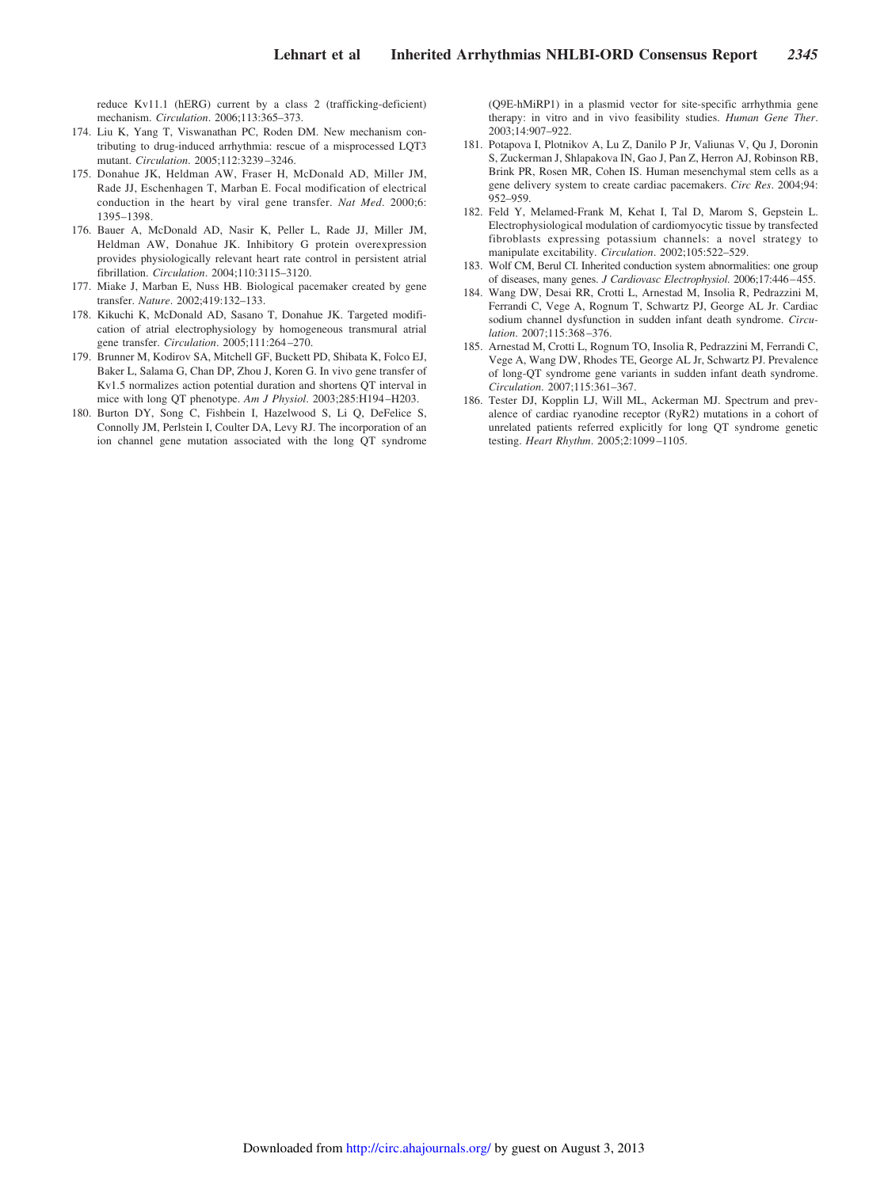reduce Kv11.1 (hERG) current by a class 2 (trafficking-deficient) mechanism. *Circulation*. 2006;113:365–373.

174. Liu K, Yang T, Viswanathan PC, Roden DM. New mechanism contributing to drug-induced arrhythmia: rescue of a misprocessed LQT3 mutant. *Circulation*. 2005;112:3239–3246.
175. Donahue JK, Heldman AW, Fraser H, McDonald AD, Miller JM, Rade JJ, Eschenhagen T, Marban E. Focal modification of electrical conduction in the heart by viral gene transfer. *Nat Med*. 2000;6:1395–1398.
176. Bauer A, McDonald AD, Nasir K, Peller L, Rade JJ, Miller JM, Heldman AW, Donahue JK. Inhibitory G protein overexpression provides physiologically relevant heart rate control in persistent atrial fibrillation. *Circulation*. 2004;110:3115–3120.
177. Miake J, Marban E, Nuss HB. Biological pacemaker created by gene transfer. *Nature*. 2002;419:132–133.
178. Kikuchi K, McDonald AD, Sasano T, Donahue JK. Targeted modification of atrial electrophysiology by homogeneous transmural atrial gene transfer. *Circulation*. 2005;111:264–270.
179. Brunner M, Kodirov SA, Mitchell GF, Buckett PD, Shibata K, Folco EJ, Baker L, Salama G, Chan DP, Zhou J, Koren G. In vivo gene transfer of Kv1.5 normalizes action potential duration and shortens QT interval in mice with long QT phenotype. *Am J Physiol*. 2003;285:H194–H203.
180. Burton DY, Song C, Fishbein I, Hazelwood S, Li Q, DeFelice S, Connolly JM, Perlstein I, Coulter DA, Levy RJ. The incorporation of an ion channel gene mutation associated with the long QT syndrome (Q9E-hMiRP1) in a plasmid vector for site-specific arrhythmia gene therapy: in vitro and in vivo feasibility studies. *Human Gene Ther*. 2003;14:907–922.
181. Potapova I, Plotnikov A, Lu Z, Danilo P Jr, Valiunas V, Qu J, Doronin S, Zuckerman J, Shlapakova IN, Gao J, Pan Z, Herron AJ, Robinson RB, Brink PR, Rosen MR, Cohen IS. Human mesenchymal stem cells as a gene delivery system to create cardiac pacemakers. *Circ Res*. 2004;94:952–959.
182. Feld Y, Melamed-Frank M, Kehat I, Tal D, Marom S, Gepstein L. Electrophysiological modulation of cardiomyocytic tissue by transfected fibroblasts expressing potassium channels: a novel strategy to manipulate excitability. *Circulation*. 2002;105:522–529.
183. Wolf CM, Berul CI. Inherited conduction system abnormalities: one group of diseases, many genes. *J Cardiovasc Electrophysiol*. 2006;17:446–455.
184. Wang DW, Desai RR, Crotti L, Arnestad M, Insolia R, Pedrazzini M, Ferrandi C, Vege A, Rognum T, Schwartz PJ, George AL Jr. Cardiac sodium channel dysfunction in sudden infant death syndrome. *Circulation*. 2007;115:368–376.
185. Arnestad M, Crotti L, Rognum TO, Insolia R, Pedrazzini M, Ferrandi C, Vege A, Wang DW, Rhodes TE, George AL Jr, Schwartz PJ. Prevalence of long-QT syndrome gene variants in sudden infant death syndrome. *Circulation*. 2007;115:361–367.
186. Tester DJ, Kopplin LJ, Will ML, Ackerman MJ. Spectrum and prevalence of cardiac ryanodine receptor (RyR2) mutations in a cohort of unrelated patients referred explicitly for long QT syndrome genetic testing. *Heart Rhythm*. 2005;2:1099–1105.